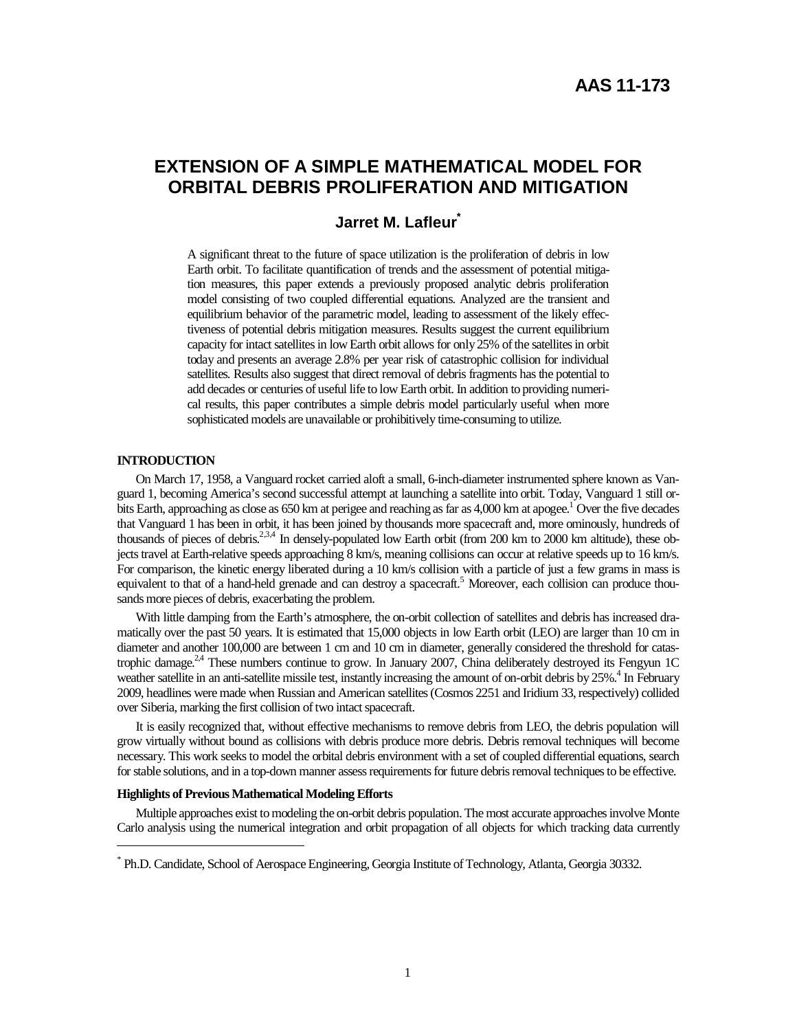AAS 11-173

# EXTENSION OF A SIMPLE MATHEMATICAL MODEL FOR ORBITAL DEBRIS PROLIFERATION AND MITIGATION

**Jarret M. Lafleur**[*]

A significant threat to the future of space utilization is the proliferation of debris in low Earth orbit. To facilitate quantification of trends and the assessment of potential mitigation measures, this paper extends a previously proposed analytic debris proliferation model consisting of two coupled differential equations. Analyzed are the transient and equilibrium behavior of the parametric model, leading to assessment of the likely effectiveness of potential debris mitigation measures. Results suggest the current equilibrium capacity for intact satellites in low Earth orbit allows for only 25% of the satellites in orbit today and presents an average 2.8% per year risk of catastrophic collision for individual satellites. Results also suggest that direct removal of debris fragments has the potential to add decades or centuries of useful life to low Earth orbit. In addition to providing numerical results, this paper contributes a simple debris model particularly useful when more sophisticated models are unavailable or prohibitively time-consuming to utilize.

## INTRODUCTION

On March 17, 1958, a Vanguard rocket carried aloft a small, 6-inch-diameter instrumented sphere known as Vanguard 1, becoming America's second successful attempt at launching a satellite into orbit. Today, Vanguard 1 still orbits Earth, approaching as close as 650 km at perigee and reaching as far as 4,000 km at apogee.[1] Over the five decades that Vanguard 1 has been in orbit, it has been joined by thousands more spacecraft and, more ominously, hundreds of thousands of pieces of debris.[2,3,4] In densely-populated low Earth orbit (from 200 km to 2000 km altitude), these objects travel at Earth-relative speeds approaching 8 km/s, meaning collisions can occur at relative speeds up to 16 km/s. For comparison, the kinetic energy liberated during a 10 km/s collision with a particle of just a few grams in mass is equivalent to that of a hand-held grenade and can destroy a spacecraft.[5] Moreover, each collision can produce thousands more pieces of debris, exacerbating the problem.

With little damping from the Earth's atmosphere, the on-orbit collection of satellites and debris has increased dramatically over the past 50 years. It is estimated that 15,000 objects in low Earth orbit (LEO) are larger than 10 cm in diameter and another 100,000 are between 1 cm and 10 cm in diameter, generally considered the threshold for catastrophic damage.[2,4] These numbers continue to grow. In January 2007, China deliberately destroyed its Fengyun 1C weather satellite in an anti-satellite missile test, instantly increasing the amount of on-orbit debris by 25%.[4] In February 2009, headlines were made when Russian and American satellites (Cosmos 2251 and Iridium 33, respectively) collided over Siberia, marking the first collision of two intact spacecraft.

It is easily recognized that, without effective mechanisms to remove debris from LEO, the debris population will grow virtually without bound as collisions with debris produce more debris. Debris removal techniques will become necessary. This work seeks to model the orbital debris environment with a set of coupled differential equations, search for stable solutions, and in a top-down manner assess requirements for future debris removal techniques to be effective.

### Highlights of Previous Mathematical Modeling Efforts

Multiple approaches exist to modeling the on-orbit debris population. The most accurate approaches involve Monte Carlo analysis using the numerical integration and orbit propagation of all objects for which tracking data currently

---

[*] Ph.D. Candidate, School of Aerospace Engineering, Georgia Institute of Technology, Atlanta, Georgia 30332.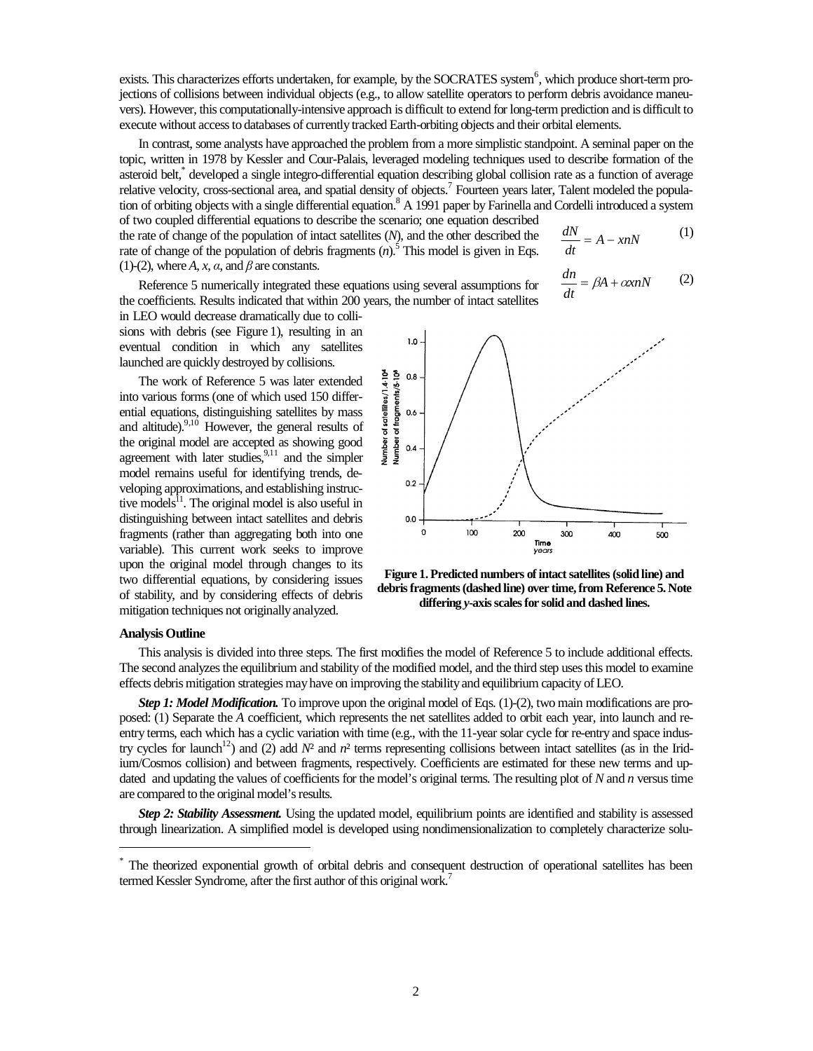exists. This characterizes efforts undertaken, for example, by the SOCRATES system[6], which produce short-term projections of collisions between individual objects (e.g., to allow satellite operators to perform debris avoidance maneuvers). However, this computationally-intensive approach is difficult to extend for long-term prediction and is difficult to execute without access to databases of currently tracked Earth-orbiting objects and their orbital elements.

In contrast, some analysts have approached the problem from a more simplistic standpoint. A seminal paper on the topic, written in 1978 by Kessler and Cour-Palais, leveraged modeling techniques used to describe formation of the asteroid belt,[*] developed a single integro-differential equation describing global collision rate as a function of average relative velocity, cross-sectional area, and spatial density of objects.[7] Fourteen years later, Talent modeled the population of orbiting objects with a single differential equation.[8] A 1991 paper by Farinella and Cordelli introduced a system of two coupled differential equations to describe the scenario; one equation described the rate of change of the population of intact satellites ($N$), and the other described the rate of change of the population of debris fragments ($n$).[5] This model is given in Eqs. (1)-(2), where $A$, $x$, $\alpha$, and $\beta$ are constants.

$$\frac{dN}{dt} = A - xnN \tag{1}$$

$$\frac{dn}{dt} = \beta A + \alpha xnN \tag{2}$$

Reference 5 numerically integrated these equations using several assumptions for the coefficients. Results indicated that within 200 years, the number of intact satellites in LEO would decrease dramatically due to collisions with debris (see Figure 1), resulting in an eventual condition in which any satellites launched are quickly destroyed by collisions.

The work of Reference 5 was later extended into various forms (one of which used 150 differential equations, distinguishing satellites by mass and altitude).[9,10] However, the general results of the original model are accepted as showing good agreement with later studies,[9,11] and the simpler model remains useful for identifying trends, developing approximations, and establishing instructive models[11]. The original model is also useful in distinguishing between intact satellites and debris fragments (rather than aggregating both into one variable). This current work seeks to improve upon the original model through changes to its two differential equations, by considering issues of stability, and by considering effects of debris mitigation techniques not originally analyzed.

**Figure 1. Predicted numbers of intact satellites (solid line) and debris fragments (dashed line) over time, from Reference 5. Note differing *y*-axis scales for solid and dashed lines.**

#### Analysis Outline

This analysis is divided into three steps. The first modifies the model of Reference 5 to include additional effects. The second analyzes the equilibrium and stability of the modified model, and the third step uses this model to examine effects debris mitigation strategies may have on improving the stability and equilibrium capacity of LEO.

***Step 1: Model Modification.*** To improve upon the original model of Eqs. (1)-(2), two main modifications are proposed: (1) Separate the $A$ coefficient, which represents the net satellites added to orbit each year, into launch and reentry terms, each which has a cyclic variation with time (e.g., with the 11-year solar cycle for re-entry and space industry cycles for launch[12]) and (2) add $N^2$ and $n^2$ terms representing collisions between intact satellites (as in the Iridium/Cosmos collision) and between fragments, respectively. Coefficients are estimated for these new terms and updated and updating the values of coefficients for the model's original terms. The resulting plot of $N$ and $n$ versus time are compared to the original model's results.

***Step 2: Stability Assessment.*** Using the updated model, equilibrium points are identified and stability is assessed through linearization. A simplified model is developed using nondimensionalization to completely characterize solu-

---

[*] The theorized exponential growth of orbital debris and consequent destruction of operational satellites has been termed Kessler Syndrome, after the first author of this original work.[7]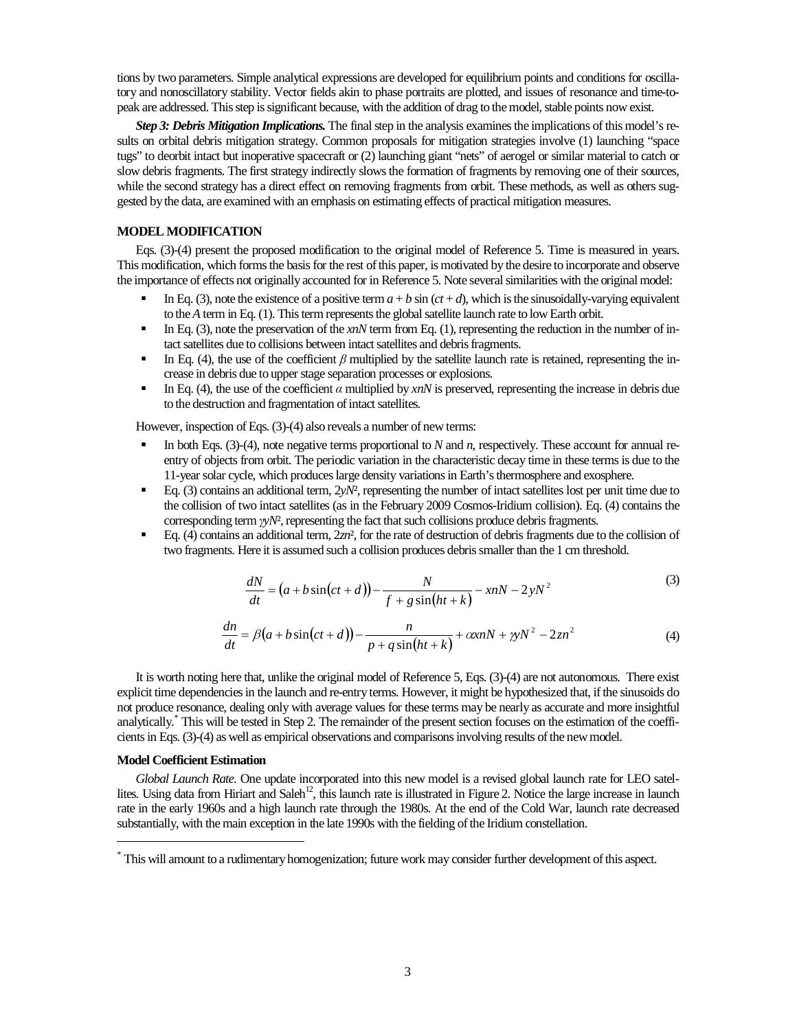tions by two parameters. Simple analytical expressions are developed for equilibrium points and conditions for oscillatory and nonoscillatory stability. Vector fields akin to phase portraits are plotted, and issues of resonance and time-to-peak are addressed. This step is significant because, with the addition of drag to the model, stable points now exist.

***Step 3: Debris Mitigation Implications.*** The final step in the analysis examines the implications of this model's results on orbital debris mitigation strategy. Common proposals for mitigation strategies involve (1) launching "space tugs" to deorbit intact but inoperative spacecraft or (2) launching giant "nets" of aerogel or similar material to catch or slow debris fragments. The first strategy indirectly slows the formation of fragments by removing one of their sources, while the second strategy has a direct effect on removing fragments from orbit. These methods, as well as others suggested by the data, are examined with an emphasis on estimating effects of practical mitigation measures.

## MODEL MODIFICATION

Eqs. (3)-(4) present the proposed modification to the original model of Reference 5. Time is measured in years. This modification, which forms the basis for the rest of this paper, is motivated by the desire to incorporate and observe the importance of effects not originally accounted for in Reference 5. Note several similarities with the original model:

- In Eq. (3), note the existence of a positive term $a + b\sin(ct + d)$, which is the sinusoidally-varying equivalent to the $A$ term in Eq. (1). This term represents the global satellite launch rate to low Earth orbit.
- In Eq. (3), note the preservation of the $xnN$ term from Eq. (1), representing the reduction in the number of intact satellites due to collisions between intact satellites and debris fragments.
- In Eq. (4), the use of the coefficient $\beta$ multiplied by the satellite launch rate is retained, representing the increase in debris due to upper stage separation processes or explosions.
- In Eq. (4), the use of the coefficient $\alpha$ multiplied by $xnN$ is preserved, representing the increase in debris due to the destruction and fragmentation of intact satellites.

However, inspection of Eqs. (3)-(4) also reveals a number of new terms:

- In both Eqs. (3)-(4), note negative terms proportional to $N$ and $n$, respectively. These account for annual re-entry of objects from orbit. The periodic variation in the characteristic decay time in these terms is due to the 11-year solar cycle, which produces large density variations in Earth's thermosphere and exosphere.
- Eq. (3) contains an additional term, $2yN^2$, representing the number of intact satellites lost per unit time due to the collision of two intact satellites (as in the February 2009 Cosmos-Iridium collision). Eq. (4) contains the corresponding term $\gamma yN^2$, representing the fact that such collisions produce debris fragments.
- Eq. (4) contains an additional term, $2zn^2$, for the rate of destruction of debris fragments due to the collision of two fragments. Here it is assumed such a collision produces debris smaller than the 1 cm threshold.

$$\frac{dN}{dt} = \left(a + b\sin(ct + d)\right) - \frac{N}{f + g\sin(ht + k)} - xnN - 2yN^2 \tag{3}$$

$$\frac{dn}{dt} = \beta\left(a + b\sin(ct + d)\right) - \frac{n}{p + q\sin(ht + k)} + \alpha xnN + \gamma yN^2 - 2zn^2 \tag{4}$$

It is worth noting here that, unlike the original model of Reference 5, Eqs. (3)-(4) are not autonomous. There exist explicit time dependencies in the launch and re-entry terms. However, it might be hypothesized that, if the sinusoids do not produce resonance, dealing only with average values for these terms may be nearly as accurate and more insightful analytically.[*] This will be tested in Step 2. The remainder of the present section focuses on the estimation of the coefficients in Eqs. (3)-(4) as well as empirical observations and comparisons involving results of the new model.

### Model Coefficient Estimation

*Global Launch Rate.* One update incorporated into this new model is a revised global launch rate for LEO satellites. Using data from Hiriart and Saleh[12], this launch rate is illustrated in Figure 2. Notice the large increase in launch rate in the early 1960s and a high launch rate through the 1980s. At the end of the Cold War, launch rate decreased substantially, with the main exception in the late 1990s with the fielding of the Iridium constellation.

---

[*] This will amount to a rudimentary homogenization; future work may consider further development of this aspect.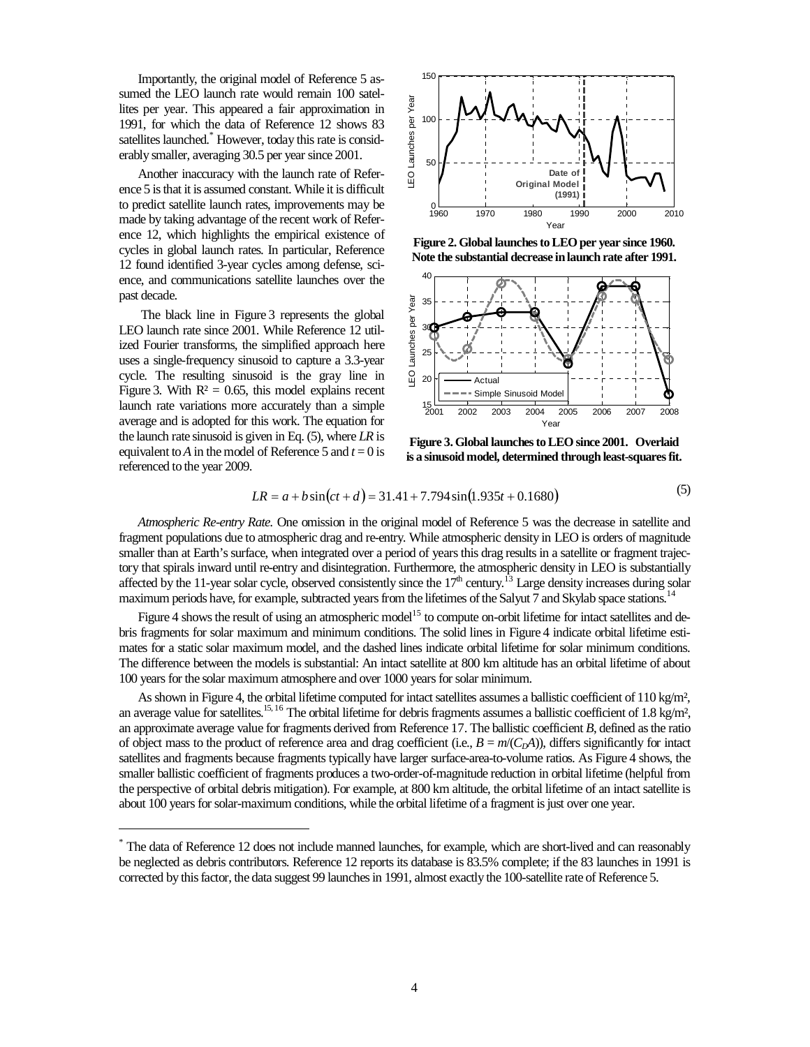Importantly, the original model of Reference 5 assumed the LEO launch rate would remain 100 satellites per year. This appeared a fair approximation in 1991, for which the data of Reference 12 shows 83 satellites launched.* However, today this rate is considerably smaller, averaging 30.5 per year since 2001.

Another inaccuracy with the launch rate of Reference 5 is that it is assumed constant. While it is difficult to predict satellite launch rates, improvements may be made by taking advantage of the recent work of Reference 12, which highlights the empirical existence of cycles in global launch rates. In particular, Reference 12 found identified 3-year cycles among defense, science, and communications satellite launches over the past decade.

The black line in Figure 3 represents the global LEO launch rate since 2001. While Reference 12 utilized Fourier transforms, the simplified approach here uses a single-frequency sinusoid to capture a 3.3-year cycle. The resulting sinusoid is the gray line in Figure 3. With $R^2 = 0.65$, this model explains recent launch rate variations more accurately than a simple average and is adopted for this work. The equation for the launch rate sinusoid is given in Eq. (5), where $LR$ is equivalent to $A$ in the model of Reference 5 and $t = 0$ is referenced to the year 2009.

**Figure 2. Global launches to LEO per year since 1960. Note the substantial decrease in launch rate after 1991.**

**Figure 3. Global launches to LEO since 2001. Overlaid is a sinusoid model, determined through least-squares fit.**

$$LR = a + b\sin(ct + d) = 31.41 + 7.794\sin(1.935t + 0.1680) \tag{5}$$

*Atmospheric Re-entry Rate.* One omission in the original model of Reference 5 was the decrease in satellite and fragment populations due to atmospheric drag and re-entry. While atmospheric density in LEO is orders of magnitude smaller than at Earth's surface, when integrated over a period of years this drag results in a satellite or fragment trajectory that spirals inward until re-entry and disintegration. Furthermore, the atmospheric density in LEO is substantially affected by the 11-year solar cycle, observed consistently since the 17th century.[13] Large density increases during solar maximum periods have, for example, subtracted years from the lifetimes of the Salyut 7 and Skylab space stations.[14]

Figure 4 shows the result of using an atmospheric model[15] to compute on-orbit lifetime for intact satellites and debris fragments for solar maximum and minimum conditions. The solid lines in Figure 4 indicate orbital lifetime estimates for a static solar maximum model, and the dashed lines indicate orbital lifetime for solar minimum conditions. The difference between the models is substantial: An intact satellite at 800 km altitude has an orbital lifetime of about 100 years for the solar maximum atmosphere and over 1000 years for solar minimum.

As shown in Figure 4, the orbital lifetime computed for intact satellites assumes a ballistic coefficient of 110 kg/m², an average value for satellites.[15, 16] The orbital lifetime for debris fragments assumes a ballistic coefficient of 1.8 kg/m², an approximate average value for fragments derived from Reference 17. The ballistic coefficient $B$, defined as the ratio of object mass to the product of reference area and drag coefficient (i.e., $B = m/(C_D A)$), differs significantly for intact satellites and fragments because fragments typically have larger surface-area-to-volume ratios. As Figure 4 shows, the smaller ballistic coefficient of fragments produces a two-order-of-magnitude reduction in orbital lifetime (helpful from the perspective of orbital debris mitigation). For example, at 800 km altitude, the orbital lifetime of an intact satellite is about 100 years for solar-maximum conditions, while the orbital lifetime of a fragment is just over one year.

---

\* The data of Reference 12 does not include manned launches, for example, which are short-lived and can reasonably be neglected as debris contributors. Reference 12 reports its database is 83.5% complete; if the 83 launches in 1991 is corrected by this factor, the data suggest 99 launches in 1991, almost exactly the 100-satellite rate of Reference 5.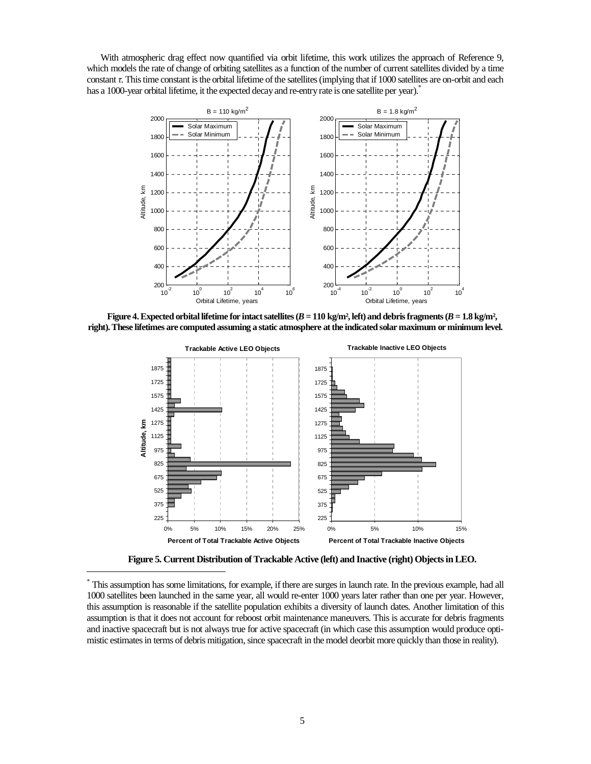With atmospheric drag effect now quantified via orbit lifetime, this work utilizes the approach of Reference 9, which models the rate of change of orbiting satellites as a function of the number of current satellites divided by a time constant $\tau$. This time constant is the orbital lifetime of the satellites (implying that if 1000 satellites are on-orbit and each has a 1000-year orbital lifetime, it the expected decay and re-entry rate is one satellite per year).[*]

**Figure 4. Expected orbital lifetime for intact satellites ($B$ = 110 kg/m², left) and debris fragments ($B$ = 1.8 kg/m², right). These lifetimes are computed assuming a static atmosphere at the indicated solar maximum or minimum level.**

**Figure 5. Current Distribution of Trackable Active (left) and Inactive (right) Objects in LEO.**

---

[*] This assumption has some limitations, for example, if there are surges in launch rate. In the previous example, had all 1000 satellites been launched in the same year, all would re-enter 1000 years later rather than one per year. However, this assumption is reasonable if the satellite population exhibits a diversity of launch dates. Another limitation of this assumption is that it does not account for reboost orbit maintenance maneuvers. This is accurate for debris fragments and inactive spacecraft but is not always true for active spacecraft (in which case this assumption would produce optimistic estimates in terms of debris mitigation, since spacecraft in the model deorbit more quickly than those in reality).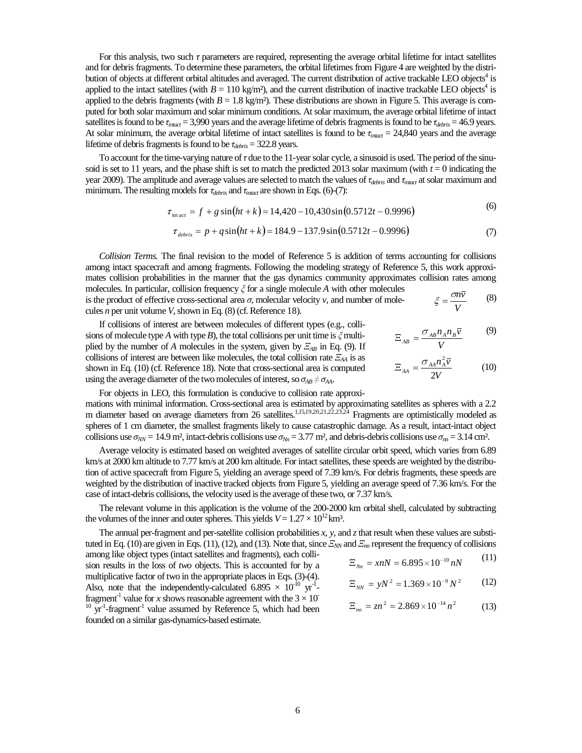For this analysis, two such $\tau$ parameters are required, representing the average orbital lifetime for intact satellites and for debris fragments. To determine these parameters, the orbital lifetimes from Figure 4 are weighted by the distribution of objects at different orbital altitudes and averaged. The current distribution of active trackable LEO objects[4] is applied to the intact satellites (with $B$ = 110 kg/m²), and the current distribution of inactive trackable LEO objects[4] is applied to the debris fragments (with $B$ = 1.8 kg/m²). These distributions are shown in Figure 5. This average is computed for both solar maximum and solar minimum conditions. At solar maximum, the average orbital lifetime of intact satellites is found to be $\tau_{intact}$ = 3,990 years and the average lifetime of debris fragments is found to be $\tau_{debris}$ = 46.9 years. At solar minimum, the average orbital lifetime of intact satellites is found to be $\tau_{intact}$ = 24,840 years and the average lifetime of debris fragments is found to be $\tau_{debris}$ = 322.8 years.

To account for the time-varying nature of $\tau$ due to the 11-year solar cycle, a sinusoid is used. The period of the sinusoid is set to 11 years, and the phase shift is set to match the predicted 2013 solar maximum (with $t$ = 0 indicating the year 2009). The amplitude and average values are selected to match the values of $\tau_{debris}$ and $\tau_{intact}$ at solar maximum and minimum. The resulting models for $\tau_{debris}$ and $\tau_{intact}$ are shown in Eqs. (6)-(7):

$$\tau_{intact} = f + g\sin(ht+k) = 14{,}420 - 10{,}430\sin(0.5712t - 0.9996) \tag{6}$$

$$\tau_{debris} = p + q\sin(ht+k) = 184.9 - 137.9\sin(0.5712t - 0.9996) \tag{7}$$

*Collision Terms.* The final revision to the model of Reference 5 is addition of terms accounting for collisions among intact spacecraft and among fragments. Following the modeling strategy of Reference 5, this work approximates collision probabilities in the manner that the gas dynamics community approximates collision rates among molecules. In particular, collision frequency $\xi$ for a single molecule $A$ with other molecules is the product of effective cross-sectional area $\sigma$, molecular velocity $v$, and number of molecules $n$ per unit volume $V$, shown in Eq. (8) (cf. Reference 18).

$$\xi = \frac{\sigma n \bar{v}}{V} \tag{8}$$

If collisions of interest are between molecules of different types (e.g., collisions of molecule type $A$ with type $B$), the total collisions per unit time is $\xi$ multiplied by the number of $A$ molecules in the system, given by $\Xi_{AB}$ in Eq. (9). If collisions of interest are between like molecules, the total collision rate $\Xi_{AA}$ is as shown in Eq. (10) (cf. Reference 18). Note that cross-sectional area is computed using the average diameter of the two molecules of interest, so $\sigma_{AB} \neq \sigma_{AA}$.

$$\Xi_{AB} = \frac{\sigma_{AB} n_A n_B \bar{v}}{V} \tag{9}$$

$$\Xi_{AA} = \frac{\sigma_{AA} n_A^2 \bar{v}}{2V} \tag{10}$$

For objects in LEO, this formulation is conducive to collision rate approximations with minimal information. Cross-sectional area is estimated by approximating satellites as spheres with a 2.2 m diameter based on average diameters from 26 satellites.[1,15,19,20,21,22,23,24] Fragments are optimistically modeled as spheres of 1 cm diameter, the smallest fragments likely to cause catastrophic damage. As a result, intact-intact object collisions use $\sigma_{NN}$ = 14.9 m², intact-debris collisions use $\sigma_{Nn}$ = 3.77 m², and debris-debris collisions use $\sigma_{nn}$ = 3.14 cm².

Average velocity is estimated based on weighted averages of satellite circular orbit speed, which varies from 6.89 km/s at 2000 km altitude to 7.77 km/s at 200 km altitude. For intact satellites, these speeds are weighted by the distribution of active spacecraft from Figure 5, yielding an average speed of 7.39 km/s. For debris fragments, these speeds are weighted by the distribution of inactive tracked objects from Figure 5, yielding an average speed of 7.36 km/s. For the case of intact-debris collisions, the velocity used is the average of these two, or 7.37 km/s.

The relevant volume in this application is the volume of the 200-2000 km orbital shell, calculated by subtracting the volumes of the inner and outer spheres. This yields $V = 1.27 \times 10^{12}$ km³.

The annual per-fragment and per-satellite collision probabilities $x$, $y$, and $z$ that result when these values are substituted in Eq. (10) are given in Eqs. (11), (12), and (13). Note that, since $\Xi_{NN}$ and $\Xi_{nn}$ represent the frequency of collisions among like object types (intact satellites and fragments), each collision results in the loss of *two* objects. This is accounted for by a multiplicative factor of two in the appropriate places in Eqs. (3)-(4). Also, note that the independently-calculated $6.895 \times 10^{-10}$ yr$^{-1}$-fragment$^{-1}$ value for $x$ shows reasonable agreement with the $3 \times 10^{-10}$ yr$^{-1}$-fragment$^{-1}$ value assumed by Reference 5, which had been founded on a similar gas-dynamics-based estimate.

$$\Xi_{Nn} = xnN = 6.895 \times 10^{-10} nN \tag{11}$$

$$\Xi_{NN} = yN^2 = 1.369 \times 10^{-9} N^2 \tag{12}$$

$$\Xi_{nn} = zn^2 = 2.869 \times 10^{-14} n^2 \tag{13}$$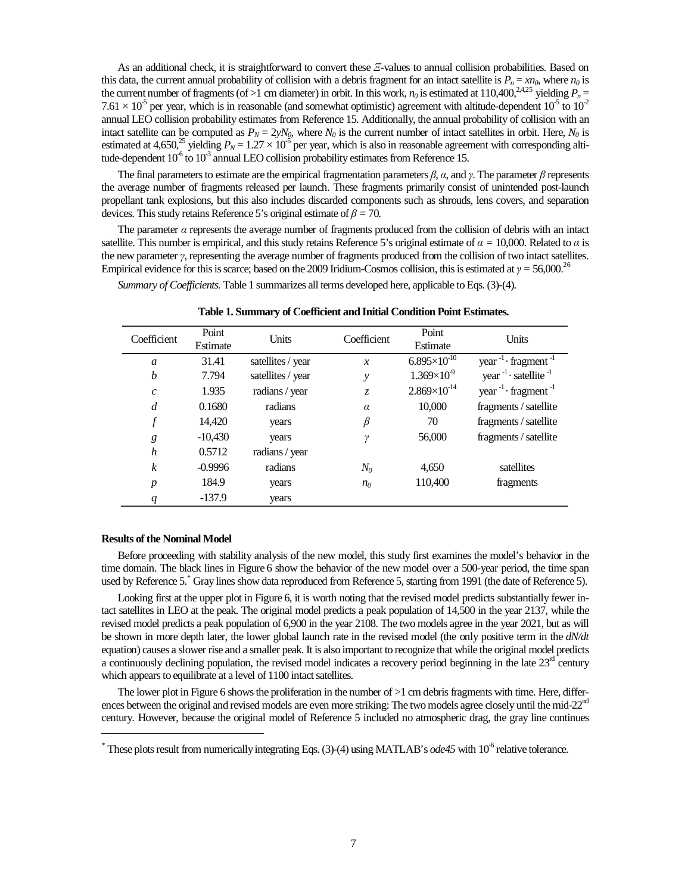As an additional check, it is straightforward to convert these $\Xi$-values to annual collision probabilities. Based on this data, the current annual probability of collision with a debris fragment for an intact satellite is $P_n = xn_0$, where $n_0$ is the current number of fragments (of >1 cm diameter) in orbit. In this work, $n_0$ is estimated at 110,400,[2,4,25] yielding $P_n = 7.61 \times 10^{-5}$ per year, which is in reasonable (and somewhat optimistic) agreement with altitude-dependent $10^{-5}$ to $10^{-2}$ annual LEO collision probability estimates from Reference 15. Additionally, the annual probability of collision with an intact satellite can be computed as $P_N = 2yN_0$, where $N_0$ is the current number of intact satellites in orbit. Here, $N_0$ is estimated at 4,650,[25] yielding $P_N = 1.27 \times 10^{-5}$ per year, which is also in reasonable agreement with corresponding altitude-dependent $10^{-6}$ to $10^{-3}$ annual LEO collision probability estimates from Reference 15.

The final parameters to estimate are the empirical fragmentation parameters $\beta$, $\alpha$, and $\gamma$. The parameter $\beta$ represents the average number of fragments released per launch. These fragments primarily consist of unintended post-launch propellant tank explosions, but this also includes discarded components such as shrouds, lens covers, and separation devices. This study retains Reference 5's original estimate of $\beta = 70$.

The parameter $\alpha$ represents the average number of fragments produced from the collision of debris with an intact satellite. This number is empirical, and this study retains Reference 5's original estimate of $\alpha = 10{,}000$. Related to $\alpha$ is the new parameter $\gamma$, representing the average number of fragments produced from the collision of two intact satellites. Empirical evidence for this is scarce; based on the 2009 Iridium-Cosmos collision, this is estimated at $\gamma = 56{,}000$.[26]

*Summary of Coefficients.* Table 1 summarizes all terms developed here, applicable to Eqs. (3)-(4).

**Table 1. Summary of Coefficient and Initial Condition Point Estimates.**

| Coefficient | Point Estimate | Units | Coefficient | Point Estimate | Units |
|---|---|---|---|---|---|
| $a$ | 31.41 | satellites / year | $x$ | $6.895\times10^{-10}$ | year$^{-1}$ · fragment$^{-1}$ |
| $b$ | 7.794 | satellites / year | $y$ | $1.369\times10^{-9}$ | year$^{-1}$ · satellite$^{-1}$ |
| $c$ | 1.935 | radians / year | $z$ | $2.869\times10^{-14}$ | year$^{-1}$ · fragment$^{-1}$ |
| $d$ | 0.1680 | radians | $\alpha$ | 10,000 | fragments / satellite |
| $f$ | 14,420 | years | $\beta$ | 70 | fragments / satellite |
| $g$ | -10,430 | years | $\gamma$ | 56,000 | fragments / satellite |
| $h$ | 0.5712 | radians / year | | | |
| $k$ | -0.9996 | radians | $N_0$ | 4,650 | satellites |
| $p$ | 184.9 | years | $n_0$ | 110,400 | fragments |
| $q$ | -137.9 | years | | | |

**Results of the Nominal Model**

Before proceeding with stability analysis of the new model, this study first examines the model's behavior in the time domain. The black lines in Figure 6 show the behavior of the new model over a 500-year period, the time span used by Reference 5.* Gray lines show data reproduced from Reference 5, starting from 1991 (the date of Reference 5).

Looking first at the upper plot in Figure 6, it is worth noting that the revised model predicts substantially fewer intact satellites in LEO at the peak. The original model predicts a peak population of 14,500 in the year 2137, while the revised model predicts a peak population of 6,900 in the year 2108. The two models agree in the year 2021, but as will be shown in more depth later, the lower global launch rate in the revised model (the only positive term in the *dN/dt* equation) causes a slower rise and a smaller peak. It is also important to recognize that while the original model predicts a continuously declining population, the revised model indicates a recovery period beginning in the late 23rd century which appears to equilibrate at a level of 1100 intact satellites.

The lower plot in Figure 6 shows the proliferation in the number of >1 cm debris fragments with time. Here, differences between the original and revised models are even more striking: The two models agree closely until the mid-22nd century. However, because the original model of Reference 5 included no atmospheric drag, the gray line continues

* These plots result from numerically integrating Eqs. (3)-(4) using MATLAB's *ode45* with $10^{-6}$ relative tolerance.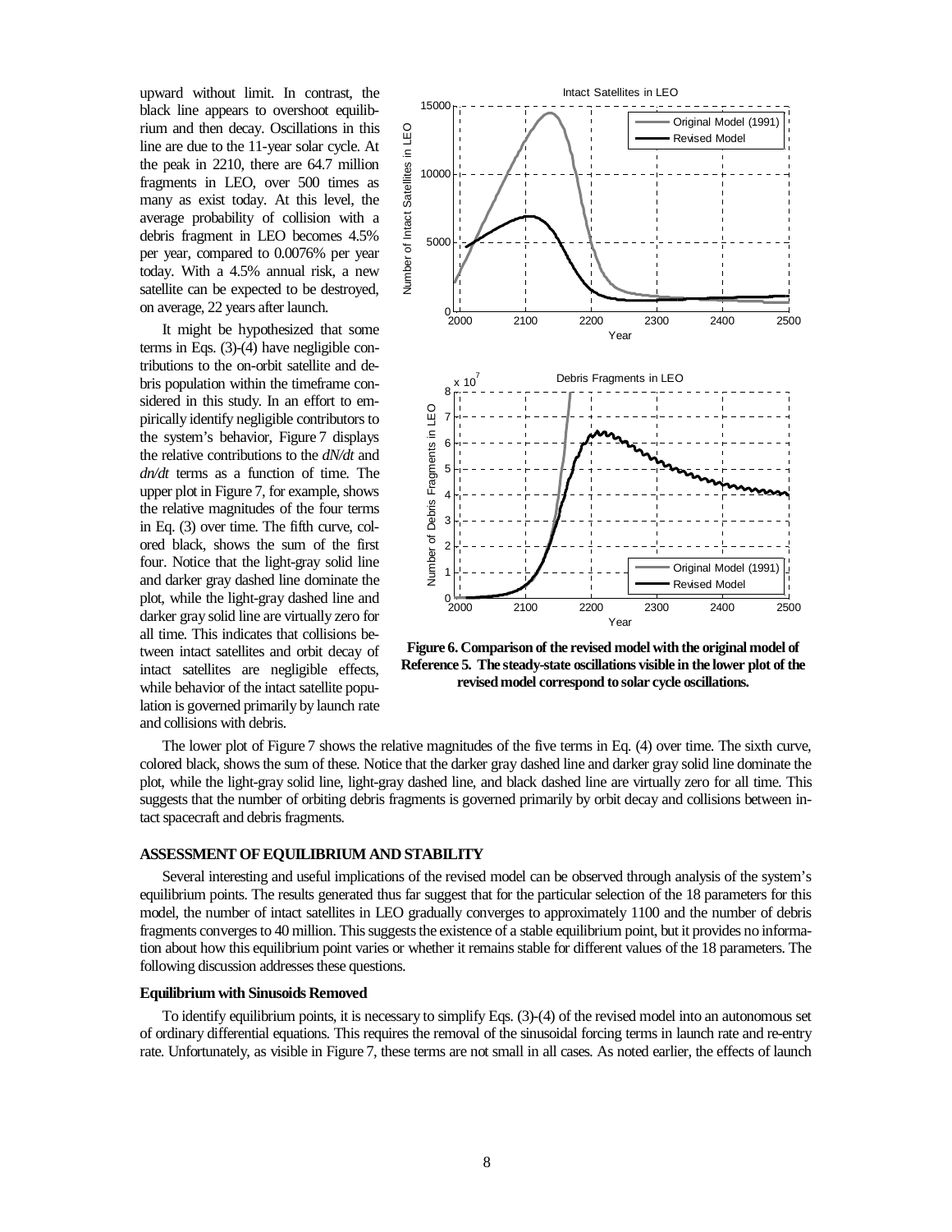upward without limit. In contrast, the black line appears to overshoot equilibrium and then decay. Oscillations in this line are due to the 11-year solar cycle. At the peak in 2210, there are 64.7 million fragments in LEO, over 500 times as many as exist today. At this level, the average probability of collision with a debris fragment in LEO becomes 4.5% per year, compared to 0.0076% per year today. With a 4.5% annual risk, a new satellite can be expected to be destroyed, on average, 22 years after launch.

It might be hypothesized that some terms in Eqs. (3)-(4) have negligible contributions to the on-orbit satellite and debris population within the timeframe considered in this study. In an effort to empirically identify negligible contributors to the system's behavior, Figure 7 displays the relative contributions to the *dN/dt* and *dn/dt* terms as a function of time. The upper plot in Figure 7, for example, shows the relative magnitudes of the four terms in Eq. (3) over time. The fifth curve, colored black, shows the sum of the first four. Notice that the light-gray solid line and darker gray dashed line dominate the plot, while the light-gray dashed line and darker gray solid line are virtually zero for all time. This indicates that collisions between intact satellites and orbit decay of intact satellites are negligible effects, while behavior of the intact satellite population is governed primarily by launch rate and collisions with debris.

**Figure 6. Comparison of the revised model with the original model of Reference 5. The steady-state oscillations visible in the lower plot of the revised model correspond to solar cycle oscillations.**

The lower plot of Figure 7 shows the relative magnitudes of the five terms in Eq. (4) over time. The sixth curve, colored black, shows the sum of these. Notice that the darker gray dashed line and darker gray solid line dominate the plot, while the light-gray solid line, light-gray dashed line, and black dashed line are virtually zero for all time. This suggests that the number of orbiting debris fragments is governed primarily by orbit decay and collisions between intact spacecraft and debris fragments.

## ASSESSMENT OF EQUILIBRIUM AND STABILITY

Several interesting and useful implications of the revised model can be observed through analysis of the system's equilibrium points. The results generated thus far suggest that for the particular selection of the 18 parameters for this model, the number of intact satellites in LEO gradually converges to approximately 1100 and the number of debris fragments converges to 40 million. This suggests the existence of a stable equilibrium point, but it provides no information about how this equilibrium point varies or whether it remains stable for different values of the 18 parameters. The following discussion addresses these questions.

### Equilibrium with Sinusoids Removed

To identify equilibrium points, it is necessary to simplify Eqs. (3)-(4) of the revised model into an autonomous set of ordinary differential equations. This requires the removal of the sinusoidal forcing terms in launch rate and re-entry rate. Unfortunately, as visible in Figure 7, these terms are not small in all cases. As noted earlier, the effects of launch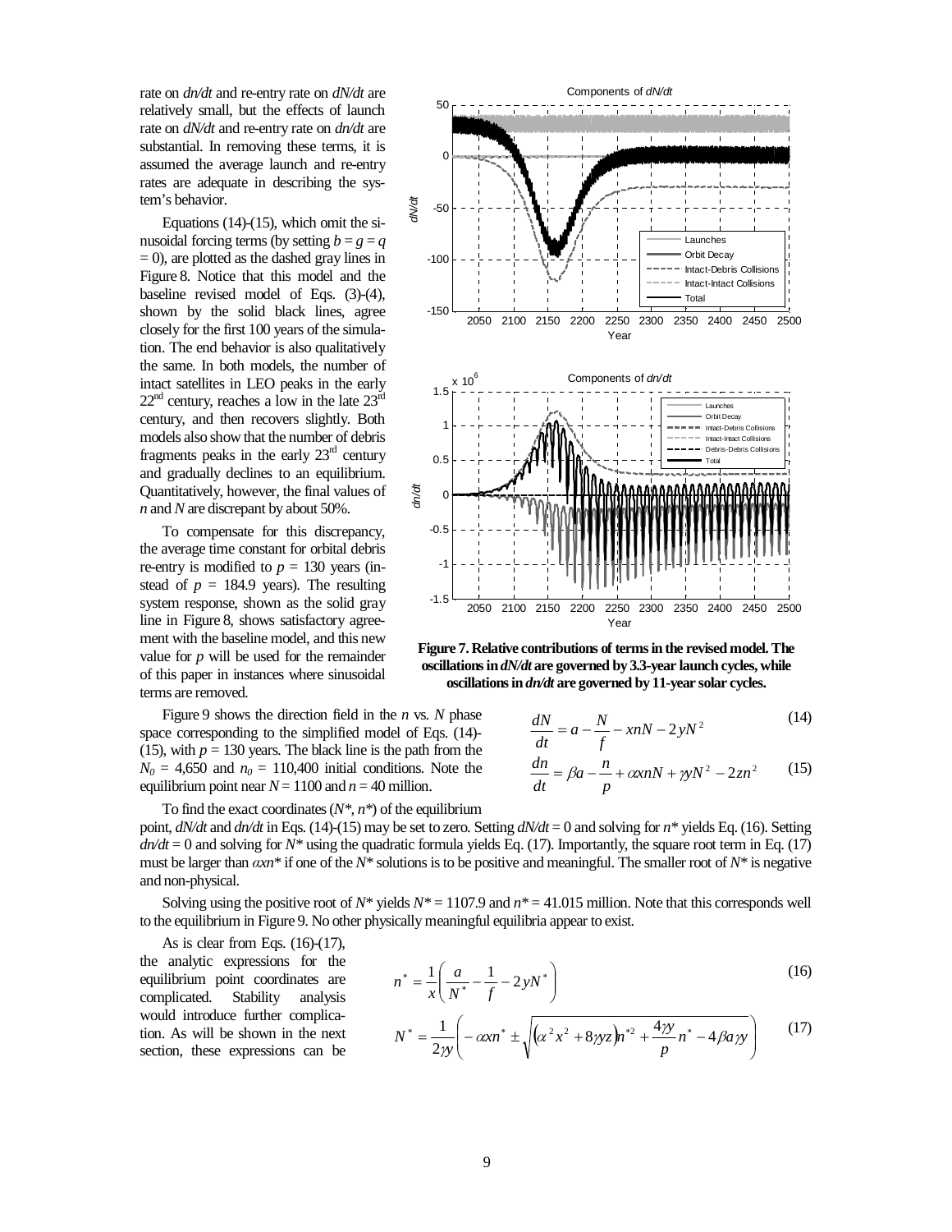rate on *dn/dt* and re-entry rate on *dN/dt* are relatively small, but the effects of launch rate on *dN/dt* and re-entry rate on *dn/dt* are substantial. In removing these terms, it is assumed the average launch and re-entry rates are adequate in describing the system's behavior.

Equations (14)-(15), which omit the sinusoidal forcing terms (by setting $b = g = q = 0$), are plotted as the dashed gray lines in Figure 8. Notice that this model and the baseline revised model of Eqs. (3)-(4), shown by the solid black lines, agree closely for the first 100 years of the simulation. The end behavior is also qualitatively the same. In both models, the number of intact satellites in LEO peaks in the early 22[nd] century, reaches a low in the late 23[rd] century, and then recovers slightly. Both models also show that the number of debris fragments peaks in the early 23[rd] century and gradually declines to an equilibrium. Quantitatively, however, the final values of *n* and *N* are discrepant by about 50%.

To compensate for this discrepancy, the average time constant for orbital debris re-entry is modified to $p$ = 130 years (instead of $p$ = 184.9 years). The resulting system response, shown as the solid gray line in Figure 8, shows satisfactory agreement with the baseline model, and this new value for $p$ will be used for the remainder of this paper in instances where sinusoidal terms are removed.

**Figure 7. Relative contributions of terms in the revised model. The oscillations in *dN/dt* are governed by 3.3-year launch cycles, while oscillations in *dn/dt* are governed by 11-year solar cycles.**

Figure 9 shows the direction field in the *n* vs. *N* phase space corresponding to the simplified model of Eqs. (14)-(15), with $p$ = 130 years. The black line is the path from the $N_0$ = 4,650 and $n_0$ = 110,400 initial conditions. Note the equilibrium point near $N$ = 1100 and $n$ = 40 million.

$$\frac{dN}{dt} = a - \frac{N}{f} - xnN - 2yN^2 \tag{14}$$

$$\frac{dn}{dt} = \beta a - \frac{n}{p} + \alpha xnN + \gamma yN^2 - 2zn^2 \tag{15}$$

To find the exact coordinates ($N^*$, $n^*$) of the equilibrium point, *dN/dt* and *dn/dt* in Eqs. (14)-(15) may be set to zero. Setting *dN/dt* = 0 and solving for $n^*$ yields Eq. (16). Setting *dn/dt* = 0 and solving for $N^*$ using the quadratic formula yields Eq. (17). Importantly, the square root term in Eq. (17) must be larger than $\alpha x n^*$ if one of the $N^*$ solutions is to be positive and meaningful. The smaller root of $N^*$ is negative and non-physical.

Solving using the positive root of $N^*$ yields $N^*$ = 1107.9 and $n^*$ = 41.015 million. Note that this corresponds well to the equilibrium in Figure 9. No other physically meaningful equilibria appear to exist.

As is clear from Eqs. (16)-(17), the analytic expressions for the equilibrium point coordinates are complicated. Stability analysis would introduce further complication. As will be shown in the next section, these expressions can be

$$n^* = \frac{1}{x}\left(\frac{a}{N^*} - \frac{1}{f} - 2yN^*\right) \tag{16}$$

$$N^* = \frac{1}{2\gamma y}\left(-\alpha x n^* \pm \sqrt{\left(\alpha^2 x^2 + 8\gamma y z\right)n^{*2} + \frac{4\gamma y}{p}n^* - 4\beta a \gamma y}\right) \tag{17}$$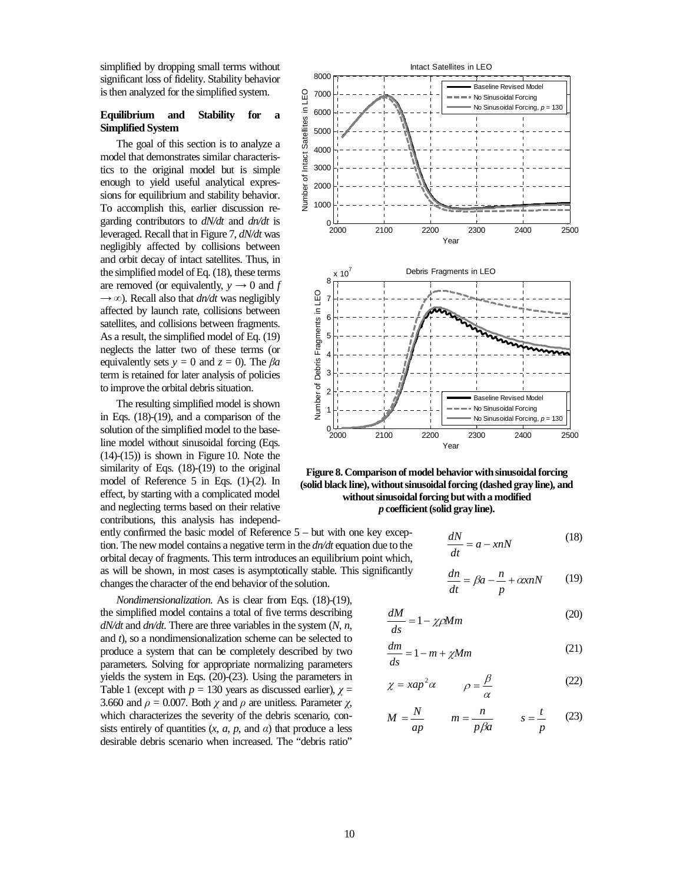simplified by dropping small terms without significant loss of fidelity. Stability behavior is then analyzed for the simplified system.

### Equilibrium and Stability for a Simplified System

The goal of this section is to analyze a model that demonstrates similar characteristics to the original model but is simple enough to yield useful analytical expressions for equilibrium and stability behavior. To accomplish this, earlier discussion regarding contributors to $dN/dt$ and $dn/dt$ is leveraged. Recall that in Figure 7, $dN/dt$ was negligibly affected by collisions between and orbit decay of intact satellites. Thus, in the simplified model of Eq. (18), these terms are removed (or equivalently, $y \rightarrow 0$ and $f \rightarrow \infty$). Recall also that $dn/dt$ was negligibly affected by launch rate, collisions between satellites, and collisions between fragments. As a result, the simplified model of Eq. (19) neglects the latter two of these terms (or equivalently sets $y = 0$ and $z = 0$). The $\beta a$ term is retained for later analysis of policies to improve the orbital debris situation.

The resulting simplified model is shown in Eqs. (18)-(19), and a comparison of the solution of the simplified model to the baseline model without sinusoidal forcing (Eqs. (14)-(15)) is shown in Figure 10. Note the similarity of Eqs. (18)-(19) to the original model of Reference 5 in Eqs. (1)-(2). In effect, by starting with a complicated model and neglecting terms based on their relative contributions, this analysis has independently confirmed the basic model of Reference 5 – but with one key exception. The new model contains a negative term in the $dn/dt$ equation due to the orbital decay of fragments. This term introduces an equilibrium point which, as will be shown, in most cases is asymptotically stable. This significantly changes the character of the end behavior of the solution.

**Figure 8. Comparison of model behavior with sinusoidal forcing (solid black line), without sinusoidal forcing (dashed gray line), and without sinusoidal forcing but with a modified *p* coefficient (solid gray line).**

$$\frac{dN}{dt} = a - xnN \tag{18}$$

$$\frac{dn}{dt} = \beta a - \frac{n}{p} + \alpha xnN \tag{19}$$

*Nondimensionalization.* As is clear from Eqs. (18)-(19), the simplified model contains a total of five terms describing $dN/dt$ and $dn/dt$. There are three variables in the system ($N$, $n$, and $t$), so a nondimensionalization scheme can be selected to produce a system that can be completely described by two parameters. Solving for appropriate normalizing parameters yields the system in Eqs. (20)-(23). Using the parameters in Table 1 (except with $p = 130$ years as discussed earlier), $\chi = 3.660$ and $\rho = 0.007$. Both $\chi$ and $\rho$ are unitless. Parameter $\chi$, which characterizes the severity of the debris scenario, consists entirely of quantities ($x$, $a$, $p$, and $\alpha$) that produce a less desirable debris scenario when increased. The "debris ratio"

$$\frac{dM}{ds} = 1 - \chi \rho M m \tag{20}$$

$$\frac{dm}{ds} = 1 - m + \chi M m \tag{21}$$

$$\chi = xap^2\alpha \qquad \rho = \frac{\beta}{\alpha} \tag{22}$$

$$M = \frac{N}{ap} \qquad m = \frac{n}{p\beta a} \qquad s = \frac{t}{p} \tag{23}$$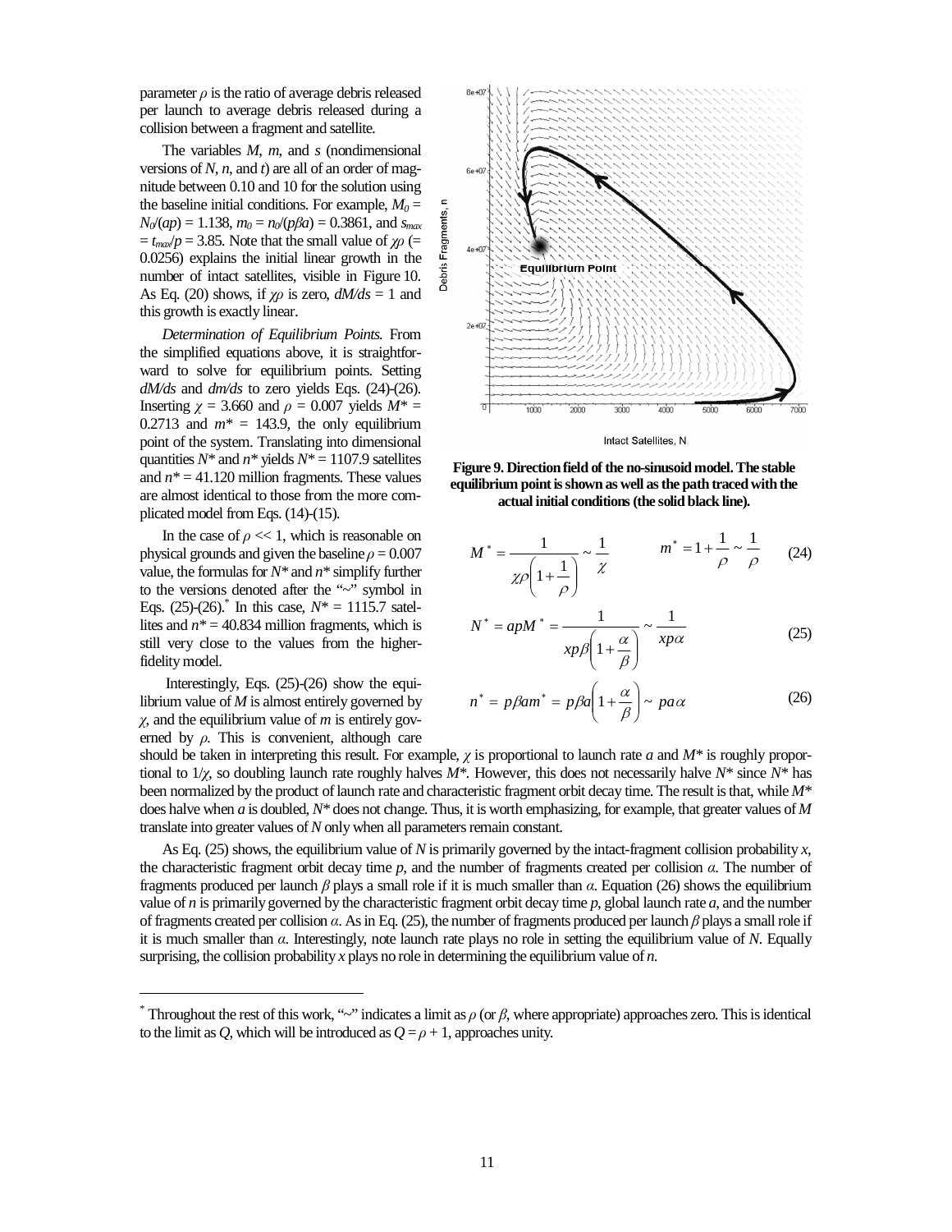parameter $\rho$ is the ratio of average debris released per launch to average debris released during a collision between a fragment and satellite.

The variables $M$, $m$, and $s$ (nondimensional versions of $N$, $n$, and $t$) are all of an order of magnitude between 0.10 and 10 for the solution using the baseline initial conditions. For example, $M_0 = N_0/(ap) = 1.138$, $m_0 = n_0/(p\beta a) = 0.3861$, and $s_{max} = t_{max}/p = 3.85$. Note that the small value of $\chi\rho$ (= 0.0256) explains the initial linear growth in the number of intact satellites, visible in Figure 10. As Eq. (20) shows, if $\chi\rho$ is zero, $dM/ds = 1$ and this growth is exactly linear.

*Determination of Equilibrium Points.* From the simplified equations above, it is straightforward to solve for equilibrium points. Setting $dM/ds$ and $dm/ds$ to zero yields Eqs. (24)-(26). Inserting $\chi = 3.660$ and $\rho = 0.007$ yields $M^* = 0.2713$ and $m^* = 143.9$, the only equilibrium point of the system. Translating into dimensional quantities $N^*$ and $n^*$ yields $N^* = 1107.9$ satellites and $n^* = 41.120$ million fragments. These values are almost identical to those from the more complicated model from Eqs. (14)-(15).

In the case of $\rho << 1$, which is reasonable on physical grounds and given the baseline $\rho = 0.007$ value, the formulas for $N^*$ and $n^*$ simplify further to the versions denoted after the "~" symbol in Eqs. (25)-(26).[*] In this case, $N^* = 1115.7$ satellites and $n^* = 40.834$ million fragments, which is still very close to the values from the higher-fidelity model.

Interestingly, Eqs. (25)-(26) show the equilibrium value of $M$ is almost entirely governed by $\chi$, and the equilibrium value of $m$ is entirely governed by $\rho$. This is convenient, although care should be taken in interpreting this result. For example, $\chi$ is proportional to launch rate $a$ and $M^*$ is roughly proportional to $1/\chi$, so doubling launch rate roughly halves $M^*$. However, this does not necessarily halve $N^*$ since $N^*$ has been normalized by the product of launch rate and characteristic fragment orbit decay time. The result is that, while $M^*$ does halve when $a$ is doubled, $N^*$ does not change. Thus, it is worth emphasizing, for example, that greater values of $M$ translate into greater values of $N$ only when all parameters remain constant.

**Figure 9. Direction field of the no-sinusoid model. The stable equilibrium point is shown as well as the path traced with the actual initial conditions (the solid black line).**

$$M^* = \frac{1}{\chi\rho\left(1+\frac{1}{\rho}\right)} \sim \frac{1}{\chi} \qquad m^* = 1 + \frac{1}{\rho} \sim \frac{1}{\rho} \tag{24}$$

$$N^* = apM^* = \frac{1}{xp\beta\left(1+\frac{\alpha}{\beta}\right)} \sim \frac{1}{xp\alpha} \tag{25}$$

$$n^* = p\beta a m^* = p\beta a\left(1+\frac{\alpha}{\beta}\right) \sim pa\alpha \tag{26}$$

As Eq. (25) shows, the equilibrium value of $N$ is primarily governed by the intact-fragment collision probability $x$, the characteristic fragment orbit decay time $p$, and the number of fragments created per collision $\alpha$. The number of fragments produced per launch $\beta$ plays a small role if it is much smaller than $\alpha$. Equation (26) shows the equilibrium value of $n$ is primarily governed by the characteristic fragment orbit decay time $p$, global launch rate $a$, and the number of fragments created per collision $\alpha$. As in Eq. (25), the number of fragments produced per launch $\beta$ plays a small role if it is much smaller than $\alpha$. Interestingly, note launch rate plays no role in setting the equilibrium value of $N$. Equally surprising, the collision probability $x$ plays no role in determining the equilibrium value of $n$.

---

[*] Throughout the rest of this work, "~" indicates a limit as $\rho$ (or $\beta$, where appropriate) approaches zero. This is identical to the limit as $Q$, which will be introduced as $Q = \rho + 1$, approaches unity.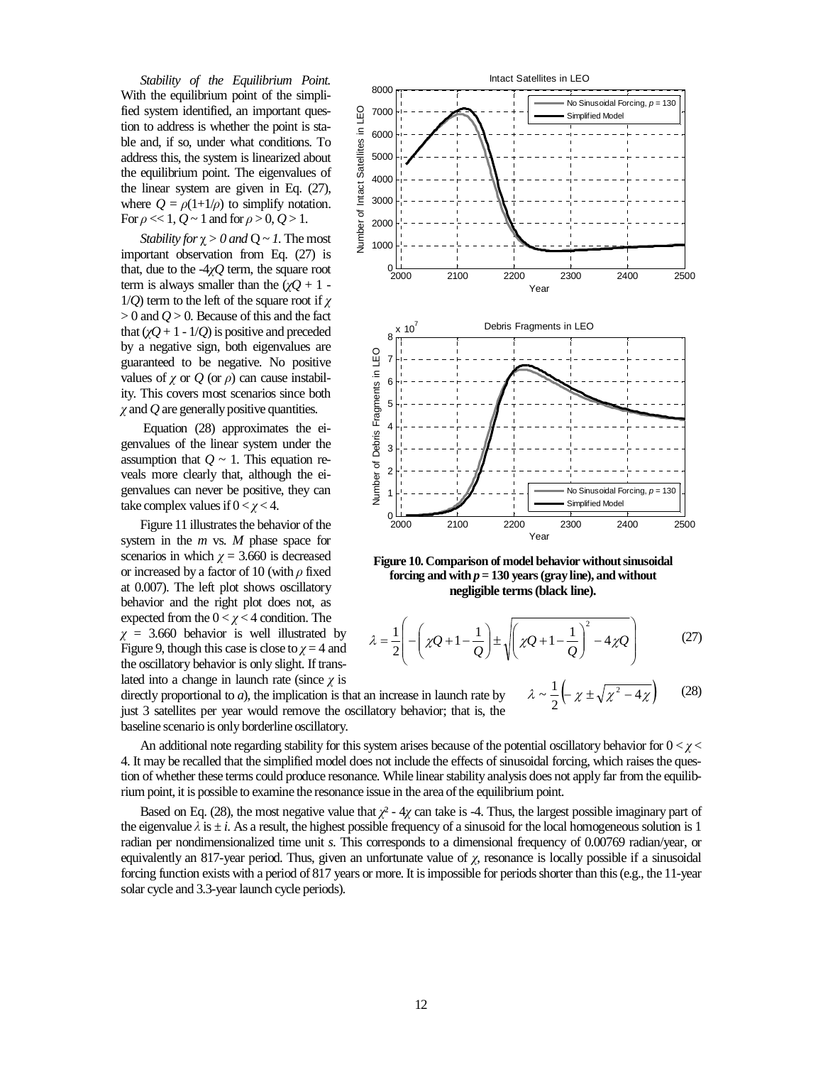*Stability of the Equilibrium Point.* With the equilibrium point of the simplified system identified, an important question to address is whether the point is stable and, if so, under what conditions. To address this, the system is linearized about the equilibrium point. The eigenvalues of the linear system are given in Eq. (27), where $Q = \rho(1+1/\rho)$ to simplify notation. For $\rho << 1$, $Q \sim 1$ and for $\rho > 0$, $Q > 1$.

*Stability for $\chi > 0$ and $Q \sim 1$.* The most important observation from Eq. (27) is that, due to the $-4\chi Q$ term, the square root term is always smaller than the $(\chi Q + 1 - 1/Q)$ term to the left of the square root if $\chi > 0$ and $Q > 0$. Because of this and the fact that $(\chi Q + 1 - 1/Q)$ is positive and preceded by a negative sign, both eigenvalues are guaranteed to be negative. No positive values of $\chi$ or $Q$ (or $\rho$) can cause instability. This covers most scenarios since both $\chi$ and $Q$ are generally positive quantities.

Equation (28) approximates the eigenvalues of the linear system under the assumption that $Q \sim 1$. This equation reveals more clearly that, although the eigenvalues can never be positive, they can take complex values if $0 < \chi < 4$.

Figure 11 illustrates the behavior of the system in the *m* vs. *M* phase space for scenarios in which $\chi = 3.660$ is decreased or increased by a factor of 10 (with $\rho$ fixed at 0.007). The left plot shows oscillatory behavior and the right plot does not, as expected from the $0 < \chi < 4$ condition. The $\chi = 3.660$ behavior is well illustrated by Figure 9, though this case is close to $\chi = 4$ and the oscillatory behavior is only slight. If translated into a change in launch rate (since $\chi$ is directly proportional to *a*), the implication is that an increase in launch rate by just 3 satellites per year would remove the oscillatory behavior; that is, the baseline scenario is only borderline oscillatory.

**Figure 10. Comparison of model behavior without sinusoidal forcing and with $p = 130$ years (gray line), and without negligible terms (black line).**

$$\lambda = \frac{1}{2}\left(-\left(\chi Q + 1 - \frac{1}{Q}\right) \pm \sqrt{\left(\chi Q + 1 - \frac{1}{Q}\right)^2 - 4\chi Q}\right) \tag{27}$$

$$\lambda \sim \frac{1}{2}\left(-\chi \pm \sqrt{\chi^2 - 4\chi}\right) \tag{28}$$

An additional note regarding stability for this system arises because of the potential oscillatory behavior for $0 < \chi < 4$. It may be recalled that the simplified model does not include the effects of sinusoidal forcing, which raises the question of whether these terms could produce resonance. While linear stability analysis does not apply far from the equilibrium point, it is possible to examine the resonance issue in the area of the equilibrium point.

Based on Eq. (28), the most negative value that $\chi^2 - 4\chi$ can take is -4. Thus, the largest possible imaginary part of the eigenvalue $\lambda$ is $\pm i$. As a result, the highest possible frequency of a sinusoid for the local homogeneous solution is 1 radian per nondimensionalized time unit *s*. This corresponds to a dimensional frequency of 0.00769 radian/year, or equivalently an 817-year period. Thus, given an unfortunate value of $\chi$, resonance is locally possible if a sinusoidal forcing function exists with a period of 817 years or more. It is impossible for periods shorter than this (e.g., the 11-year solar cycle and 3.3-year launch cycle periods).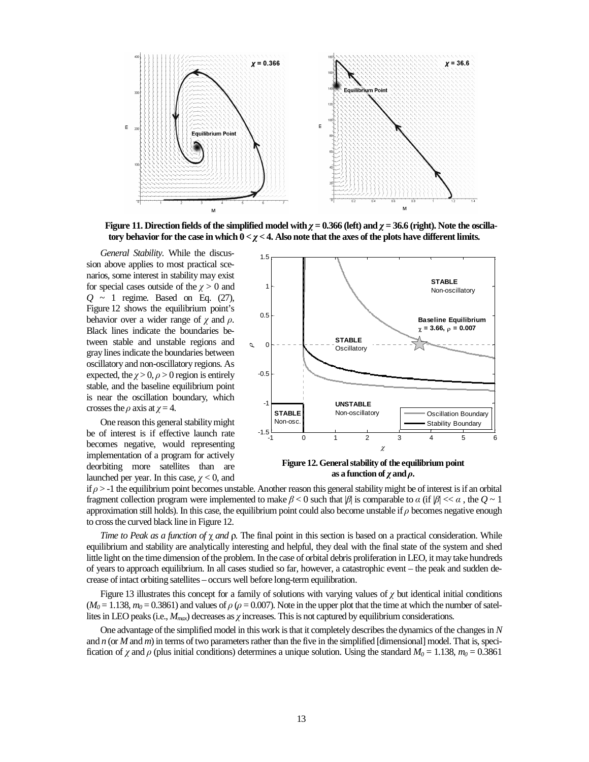**Figure 11. Direction fields of the simplified model with $\chi = 0.366$ (left) and $\chi = 36.6$ (right). Note the oscillatory behavior for the case in which $0 < \chi < 4$. Also note that the axes of the plots have different limits.**

*General Stability.* While the discussion above applies to most practical scenarios, some interest in stability may exist for special cases outside of the $\chi > 0$ and $Q \sim 1$ regime. Based on Eq. (27), Figure 12 shows the equilibrium point's behavior over a wider range of $\chi$ and $\rho$. Black lines indicate the boundaries between stable and unstable regions and gray lines indicate the boundaries between oscillatory and non-oscillatory regions. As expected, the $\chi > 0$, $\rho > 0$ region is entirely stable, and the baseline equilibrium point is near the oscillation boundary, which crosses the $\rho$ axis at $\chi = 4$.

**Figure 12. General stability of the equilibrium point as a function of $\chi$ and $\rho$.**

One reason this general stability might be of interest is if effective launch rate becomes negative, would representing implementation of a program for actively deorbiting more satellites than are launched per year. In this case, $\chi < 0$, and if $\rho > -1$ the equilibrium point becomes unstable. Another reason this general stability might be of interest is if an orbital fragment collection program were implemented to make $\beta < 0$ such that $|\beta|$ is comparable to $\alpha$ (if $|\beta| << \alpha$ , the $Q \sim 1$ approximation still holds). In this case, the equilibrium point could also become unstable if $\rho$ becomes negative enough to cross the curved black line in Figure 12.

*Time to Peak as a function of $\chi$ and $\rho$.* The final point in this section is based on a practical consideration. While equilibrium and stability are analytically interesting and helpful, they deal with the final state of the system and shed little light on the time dimension of the problem. In the case of orbital debris proliferation in LEO, it may take hundreds of years to approach equilibrium. In all cases studied so far, however, a catastrophic event – the peak and sudden decrease of intact orbiting satellites – occurs well before long-term equilibration.

Figure 13 illustrates this concept for a family of solutions with varying values of $\chi$ but identical initial conditions ($M_0 = 1.138$, $m_0 = 0.3861$) and values of $\rho$ ($\rho = 0.007$). Note in the upper plot that the time at which the number of satellites in LEO peaks (i.e., $M_{max}$) decreases as $\chi$ increases. This is not captured by equilibrium considerations.

One advantage of the simplified model in this work is that it completely describes the dynamics of the changes in $N$ and $n$ (or $M$ and $m$) in terms of two parameters rather than the five in the simplified [dimensional] model. That is, specification of $\chi$ and $\rho$ (plus initial conditions) determines a unique solution. Using the standard $M_0 = 1.138$, $m_0 = 0.3861$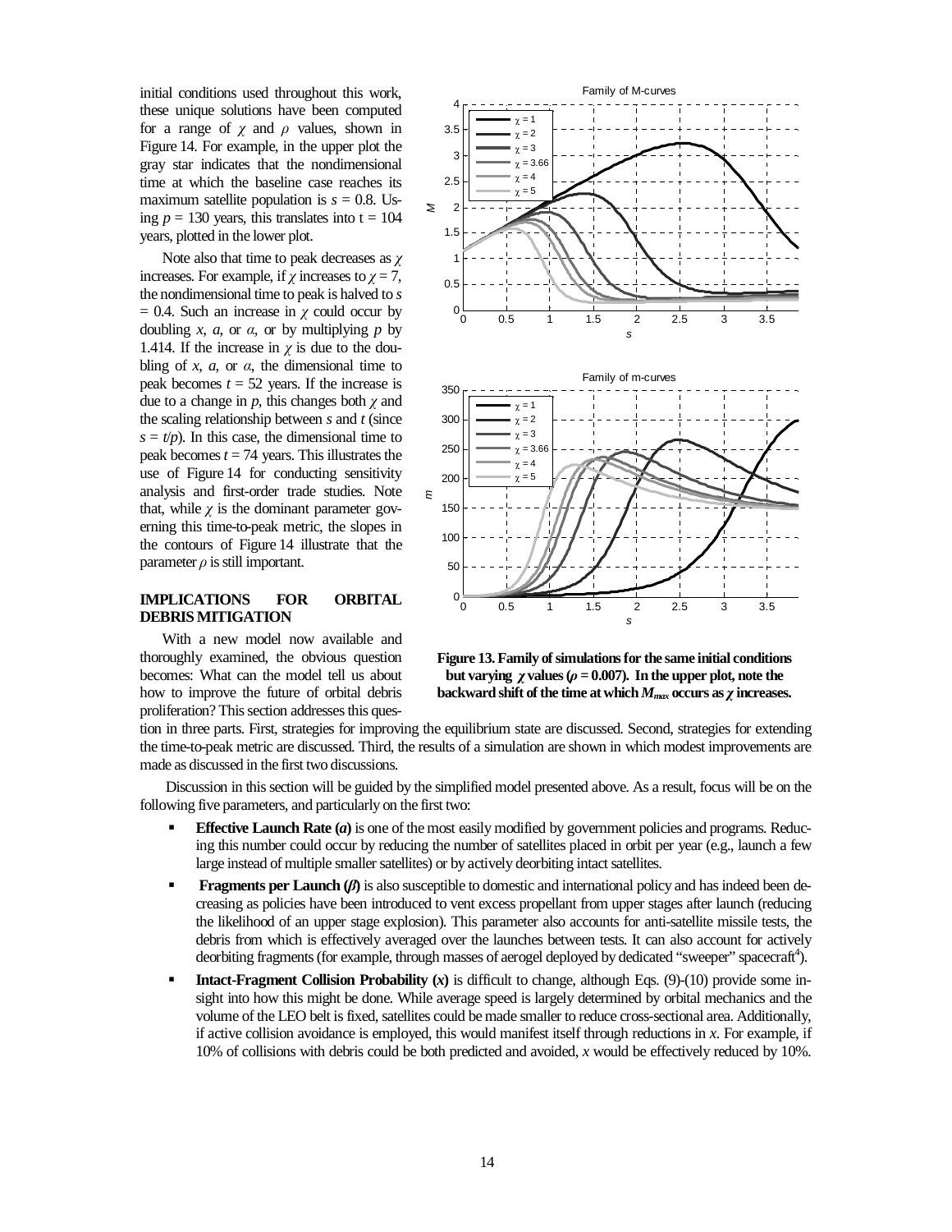initial conditions used throughout this work, these unique solutions have been computed for a range of $\chi$ and $\rho$ values, shown in Figure 14. For example, in the upper plot the gray star indicates that the nondimensional time at which the baseline case reaches its maximum satellite population is $s = 0.8$. Using $p = 130$ years, this translates into $t = 104$ years, plotted in the lower plot.

Note also that time to peak decreases as $\chi$ increases. For example, if $\chi$ increases to $\chi = 7$, the nondimensional time to peak is halved to $s = 0.4$. Such an increase in $\chi$ could occur by doubling $x$, $a$, or $\alpha$, or by multiplying $p$ by 1.414. If the increase in $\chi$ is due to the doubling of $x$, $a$, or $\alpha$, the dimensional time to peak becomes $t = 52$ years. If the increase is due to a change in $p$, this changes both $\chi$ and the scaling relationship between $s$ and $t$ (since $s = t/p$). In this case, the dimensional time to peak becomes $t = 74$ years. This illustrates the use of Figure 14 for conducting sensitivity analysis and first-order trade studies. Note that, while $\chi$ is the dominant parameter governing this time-to-peak metric, the slopes in the contours of Figure 14 illustrate that the parameter $\rho$ is still important.

**Figure 13. Family of simulations for the same initial conditions but varying $\chi$ values ($\rho = 0.007$). In the upper plot, note the backward shift of the time at which $M_{max}$ occurs as $\chi$ increases.**

## IMPLICATIONS FOR ORBITAL DEBRIS MITIGATION

With a new model now available and thoroughly examined, the obvious question becomes: What can the model tell us about how to improve the future of orbital debris proliferation? This section addresses this question in three parts. First, strategies for improving the equilibrium state are discussed. Second, strategies for extending the time-to-peak metric are discussed. Third, the results of a simulation are shown in which modest improvements are made as discussed in the first two discussions.

Discussion in this section will be guided by the simplified model presented above. As a result, focus will be on the following five parameters, and particularly on the first two:

- **Effective Launch Rate ($a$)** is one of the most easily modified by government policies and programs. Reducing this number could occur by reducing the number of satellites placed in orbit per year (e.g., launch a few large instead of multiple smaller satellites) or by actively deorbiting intact satellites.
- **Fragments per Launch ($\beta$)** is also susceptible to domestic and international policy and has indeed been decreasing as policies have been introduced to vent excess propellant from upper stages after launch (reducing the likelihood of an upper stage explosion). This parameter also accounts for anti-satellite missile tests, the debris from which is effectively averaged over the launches between tests. It can also account for actively deorbiting fragments (for example, through masses of aerogel deployed by dedicated "sweeper" spacecraft[4]).
- **Intact-Fragment Collision Probability ($x$)** is difficult to change, although Eqs. (9)-(10) provide some insight into how this might be done. While average speed is largely determined by orbital mechanics and the volume of the LEO belt is fixed, satellites could be made smaller to reduce cross-sectional area. Additionally, if active collision avoidance is employed, this would manifest itself through reductions in $x$. For example, if 10% of collisions with debris could be both predicted and avoided, $x$ would be effectively reduced by 10%.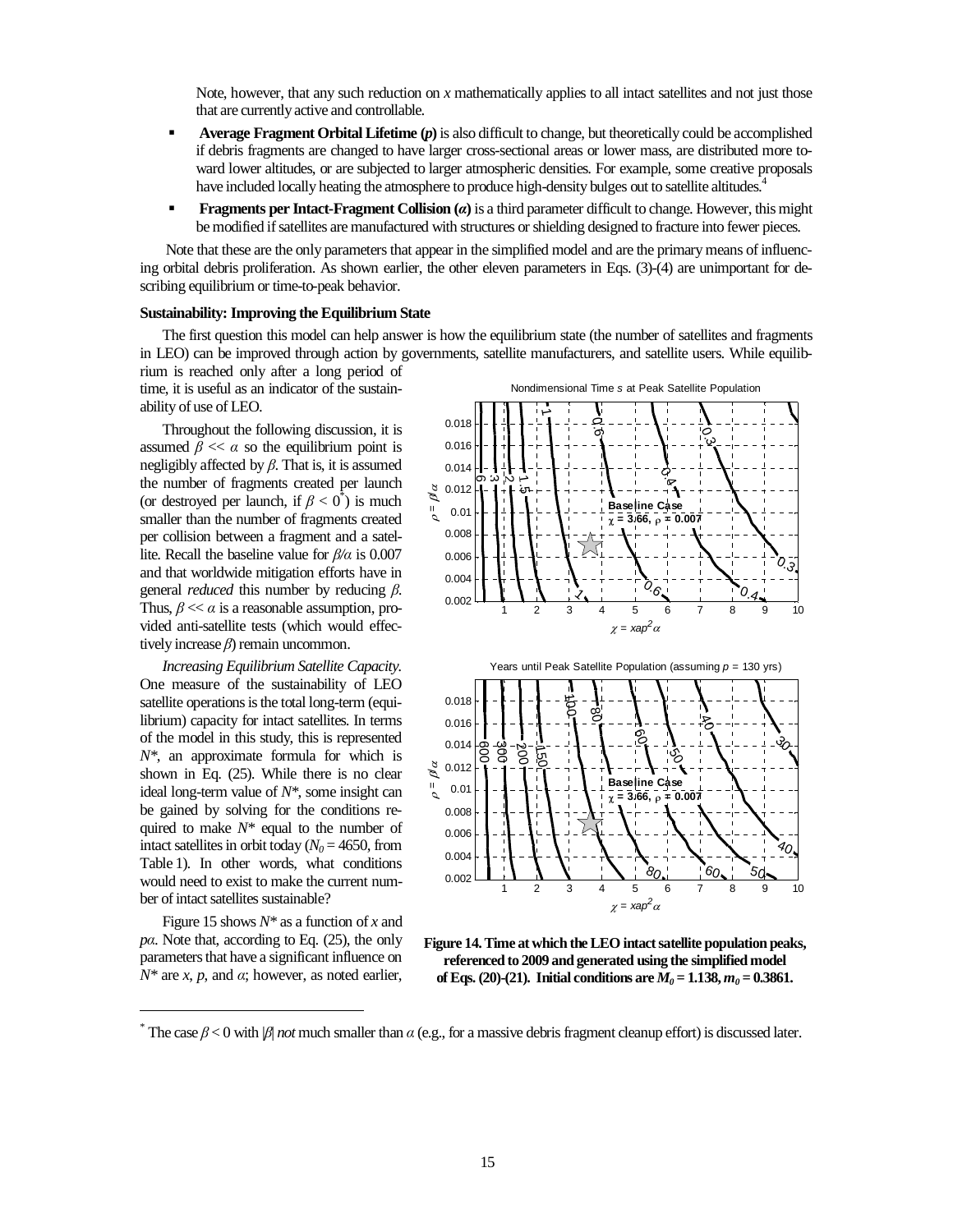Note, however, that any such reduction on $x$ mathematically applies to all intact satellites and not just those that are currently active and controllable.

- **Average Fragment Orbital Lifetime ($p$)** is also difficult to change, but theoretically could be accomplished if debris fragments are changed to have larger cross-sectional areas or lower mass, are distributed more toward lower altitudes, or are subjected to larger atmospheric densities. For example, some creative proposals have included locally heating the atmosphere to produce high-density bulges out to satellite altitudes.[4]
- **Fragments per Intact-Fragment Collision ($\alpha$)** is a third parameter difficult to change. However, this might be modified if satellites are manufactured with structures or shielding designed to fracture into fewer pieces.

Note that these are the only parameters that appear in the simplified model and are the primary means of influencing orbital debris proliferation. As shown earlier, the other eleven parameters in Eqs. (3)-(4) are unimportant for describing equilibrium or time-to-peak behavior.

### Sustainability: Improving the Equilibrium State

The first question this model can help answer is how the equilibrium state (the number of satellites and fragments in LEO) can be improved through action by governments, satellite manufacturers, and satellite users. While equilibrium is reached only after a long period of time, it is useful as an indicator of the sustainability of use of LEO.

Throughout the following discussion, it is assumed $\beta << \alpha$ so the equilibrium point is negligibly affected by $\beta$. That is, it is assumed the number of fragments created per launch (or destroyed per launch, if $\beta < 0$*) is much smaller than the number of fragments created per collision between a fragment and a satellite. Recall the baseline value for $\beta/\alpha$ is 0.007 and that worldwide mitigation efforts have in general *reduced* this number by reducing $\beta$. Thus, $\beta << \alpha$ is a reasonable assumption, provided anti-satellite tests (which would effectively increase $\beta$) remain uncommon.

*Increasing Equilibrium Satellite Capacity.* One measure of the sustainability of LEO satellite operations is the total long-term (equilibrium) capacity for intact satellites. In terms of the model in this study, this is represented $N^*$, an approximate formula for which is shown in Eq. (25). While there is no clear ideal long-term value of $N^*$, some insight can be gained by solving for the conditions required to make $N^*$ equal to the number of intact satellites in orbit today ($N_0 = 4650$, from Table 1). In other words, what conditions would need to exist to make the current number of intact satellites sustainable?

Figure 15 shows $N^*$ as a function of $x$ and $p\alpha$. Note that, according to Eq. (25), the only parameters that have a significant influence on $N^*$ are $x$, $p$, and $\alpha$; however, as noted earlier,

**Figure 14. Time at which the LEO intact satellite population peaks, referenced to 2009 and generated using the simplified model of Eqs. (20)-(21). Initial conditions are $M_0 = 1.138$, $m_0 = 0.3861$.**

* The case $\beta < 0$ with $|\beta|$ *not* much smaller than $\alpha$ (e.g., for a massive debris fragment cleanup effort) is discussed later.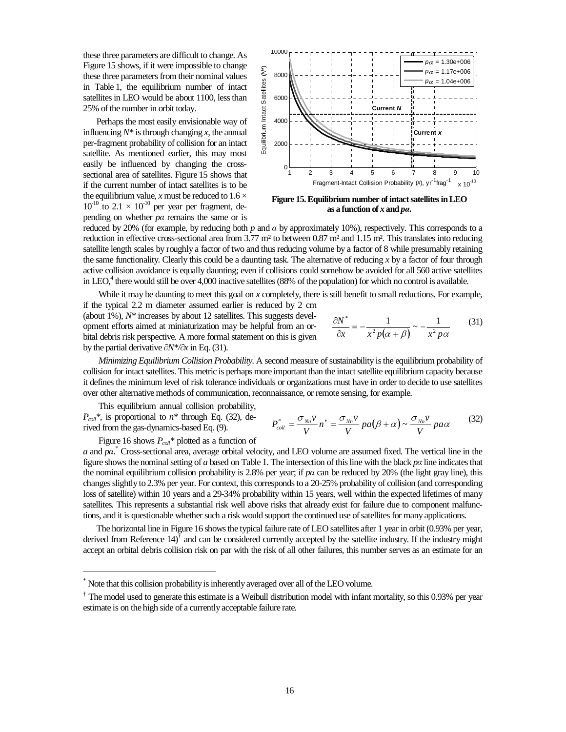these three parameters are difficult to change. As Figure 15 shows, if it were impossible to change these three parameters from their nominal values in Table 1, the equilibrium number of intact satellites in LEO would be about 1100, less than 25% of the number in orbit today.

Perhaps the most easily envisionable way of influencing $N^*$ is through changing $x$, the annual per-fragment probability of collision for an intact satellite. As mentioned earlier, this may most easily be influenced by changing the cross-sectional area of satellites. Figure 15 shows that if the current number of intact satellites is to be the equilibrium value, $x$ must be reduced to $1.6 \times 10^{-10}$ to $2.1 \times 10^{-10}$ per year per fragment, depending on whether $p\alpha$ remains the same or is reduced by 20% (for example, by reducing both $p$ and $\alpha$ by approximately 10%), respectively. This corresponds to a reduction in effective cross-sectional area from 3.77 m² to between 0.87 m² and 1.15 m². This translates into reducing satellite length scales by roughly a factor of two and thus reducing volume by a factor of 8 while presumably retaining the same functionality. Clearly this could be a daunting task. The alternative of reducing $x$ by a factor of four through active collision avoidance is equally daunting; even if collisions could somehow be avoided for all 560 active satellites in LEO,[4] there would still be over 4,000 inactive satellites (88% of the population) for which no control is available.

**Figure 15. Equilibrium number of intact satellites in LEO as a function of $x$ and $p\alpha$.**

While it may be daunting to meet this goal on $x$ completely, there is still benefit to small reductions. For example, if the typical 2.2 m diameter assumed earlier is reduced by 2 cm (about 1%), $N^*$ increases by about 12 satellites. This suggests development efforts aimed at miniaturization may be helpful from an orbital debris risk perspective. A more formal statement on this is given by the partial derivative $\partial N^*/\partial x$ in Eq. (31).

$$\frac{\partial N^*}{\partial x} = -\frac{1}{x^2 p(\alpha+\beta)} \sim -\frac{1}{x^2 p\alpha} \tag{31}$$

*Minimizing Equilibrium Collision Probability.* A second measure of sustainability is the equilibrium probability of collision for intact satellites. This metric is perhaps more important than the intact satellite equilibrium capacity because it defines the minimum level of risk tolerance individuals or organizations must have in order to decide to use satellites over other alternative methods of communication, reconnaissance, or remote sensing, for example.

This equilibrium annual collision probability, $P_{coll}^*$, is proportional to $n^*$ through Eq. (32), derived from the gas-dynamics-based Eq. (9).

$$P_{coll}^* = \frac{\sigma_{Nn}\bar{v}}{V} n^* = \frac{\sigma_{Nn}\bar{v}}{V} pa(\beta+\alpha) \sim \frac{\sigma_{Nn}\bar{v}}{V} pa\alpha \tag{32}$$

Figure 16 shows $P_{coll}^*$ plotted as a function of $a$ and $p\alpha$.[*] Cross-sectional area, average orbital velocity, and LEO volume are assumed fixed. The vertical line in the figure shows the nominal setting of $a$ based on Table 1. The intersection of this line with the black $p\alpha$ line indicates that the nominal equilibrium collision probability is 2.8% per year; if $p\alpha$ can be reduced by 20% (the light gray line), this changes slightly to 2.3% per year. For context, this corresponds to a 20-25% probability of collision (and corresponding loss of satellite) within 10 years and a 29-34% probability within 15 years, well within the expected lifetimes of many satellites. This represents a substantial risk well above risks that already exist for failure due to component malfunctions, and it is questionable whether such a risk would support the continued use of satellites for many applications.

The horizontal line in Figure 16 shows the typical failure rate of LEO satellites after 1 year in orbit (0.93% per year, derived from Reference 14)[†] and can be considered currently accepted by the satellite industry. If the industry might accept an orbital debris collision risk on par with the risk of all other failures, this number serves as an estimate for an

[*] Note that this collision probability is inherently averaged over all of the LEO volume.

[†] The model used to generate this estimate is a Weibull distribution model with infant mortality, so this 0.93% per year estimate is on the high side of a currently acceptable failure rate.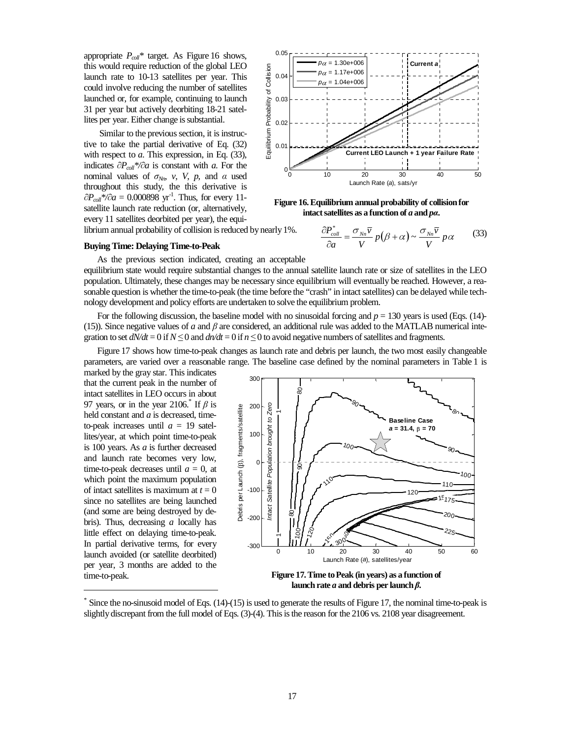appropriate $P_{coll}$* target. As Figure 16 shows, this would require reduction of the global LEO launch rate to 10-13 satellites per year. This could involve reducing the number of satellites launched or, for example, continuing to launch 31 per year but actively deorbiting 18-21 satellites per year. Either change is substantial.

Similar to the previous section, it is instructive to take the partial derivative of Eq. (32) with respect to *a*. This expression, in Eq. (33), indicates $\partial P_{coll}^*/\partial a$ is constant with *a*. For the nominal values of $\sigma_{Nn}$, $v$, $V$, $p$, and $\alpha$ used throughout this study, the this derivative is $\partial P_{coll}^*/\partial a$ = 0.000898 $\text{yr}^{-1}$. Thus, for every 11-satellite launch rate reduction (or, alternatively, every 11 satellites deorbited per year), the equilibrium annual probability of collision is reduced by nearly 1%.

**Figure 16. Equilibrium annual probability of collision for intact satellites as a function of *a* and *pα*.**

$$\frac{\partial P_{coll}^*}{\partial a} = \frac{\sigma_{Nn}\overline{v}}{V} p(\beta + \alpha) \sim \frac{\sigma_{Nn}\overline{v}}{V} p\alpha \qquad (33)$$

### Buying Time: Delaying Time-to-Peak

As the previous section indicated, creating an acceptable equilibrium state would require substantial changes to the annual satellite launch rate or size of satellites in the LEO population. Ultimately, these changes may be necessary since equilibrium will eventually be reached. However, a reasonable question is whether the time-to-peak (the time before the "crash" in intact satellites) can be delayed while technology development and policy efforts are undertaken to solve the equilibrium problem.

For the following discussion, the baseline model with no sinusoidal forcing and $p$ = 130 years is used (Eqs. (14)-(15)). Since negative values of $a$ and $\beta$ are considered, an additional rule was added to the MATLAB numerical integration to set $dN/dt = 0$ if $N \le 0$ and $dn/dt = 0$ if $n \le 0$ to avoid negative numbers of satellites and fragments.

Figure 17 shows how time-to-peak changes as launch rate and debris per launch, the two most easily changeable parameters, are varied over a reasonable range. The baseline case defined by the nominal parameters in Table 1 is marked by the gray star. This indicates that the current peak in the number of intact satellites in LEO occurs in about 97 years, or in the year 2106.* If $\beta$ is held constant and $a$ is decreased, time-to-peak increases until $a$ = 19 satellites/year, at which point time-to-peak is 100 years. As $a$ is further decreased and launch rate becomes very low, time-to-peak decreases until $a$ = 0, at which point the maximum population of intact satellites is maximum at $t$ = 0 since no satellites are being launched (and some are being destroyed by debris). Thus, decreasing $a$ locally has little effect on delaying time-to-peak. In partial derivative terms, for every launch avoided (or satellite deorbited) per year, 3 months are added to the time-to-peak.

**Figure 17. Time to Peak (in years) as a function of launch rate *a* and debris per launch *β*.**

---

* Since the no-sinusoid model of Eqs. (14)-(15) is used to generate the results of Figure 17, the nominal time-to-peak is slightly discrepant from the full model of Eqs. (3)-(4). This is the reason for the 2106 vs. 2108 year disagreement.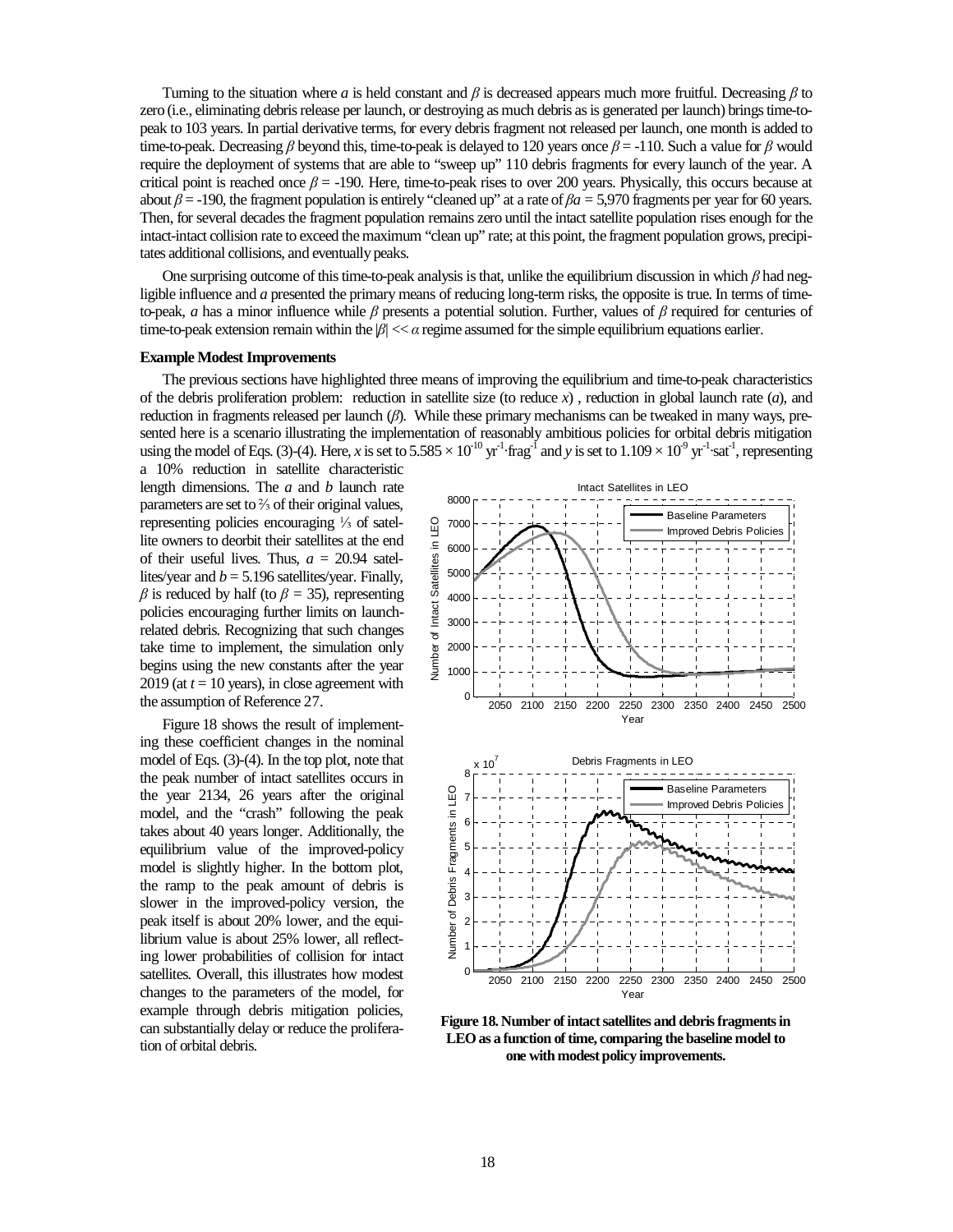Turning to the situation where $a$ is held constant and $\beta$ is decreased appears much more fruitful. Decreasing $\beta$ to zero (i.e., eliminating debris release per launch, or destroying as much debris as is generated per launch) brings time-to-peak to 103 years. In partial derivative terms, for every debris fragment not released per launch, one month is added to time-to-peak. Decreasing $\beta$ beyond this, time-to-peak is delayed to 120 years once $\beta$ = -110. Such a value for $\beta$ would require the deployment of systems that are able to "sweep up" 110 debris fragments for every launch of the year. A critical point is reached once $\beta$ = -190. Here, time-to-peak rises to over 200 years. Physically, this occurs because at about $\beta$ = -190, the fragment population is entirely "cleaned up" at a rate of $\beta a$ = 5,970 fragments per year for 60 years. Then, for several decades the fragment population remains zero until the intact satellite population rises enough for the intact-intact collision rate to exceed the maximum "clean up" rate; at this point, the fragment population grows, precipitates additional collisions, and eventually peaks.

One surprising outcome of this time-to-peak analysis is that, unlike the equilibrium discussion in which $\beta$ had negligible influence and $a$ presented the primary means of reducing long-term risks, the opposite is true. In terms of time-to-peak, $a$ has a minor influence while $\beta$ presents a potential solution. Further, values of $\beta$ required for centuries of time-to-peak extension remain within the $|\beta| << \alpha$ regime assumed for the simple equilibrium equations earlier.

**Example Modest Improvements**

The previous sections have highlighted three means of improving the equilibrium and time-to-peak characteristics of the debris proliferation problem: reduction in satellite size (to reduce $x$), reduction in global launch rate ($a$), and reduction in fragments released per launch ($\beta$). While these primary mechanisms can be tweaked in many ways, presented here is a scenario illustrating the implementation of reasonably ambitious policies for orbital debris mitigation using the model of Eqs. (3)-(4). Here, $x$ is set to $5.585 \times 10^{-10}$ $\text{yr}^{-1}\cdot\text{frag}^{-1}$ and $y$ is set to $1.109 \times 10^{-9}$ $\text{yr}^{-1}\cdot\text{sat}^{-1}$, representing a 10% reduction in satellite characteristic length dimensions. The $a$ and $b$ launch rate parameters are set to ⅔ of their original values, representing policies encouraging ⅓ of satellite owners to deorbit their satellites at the end of their useful lives. Thus, $a$ = 20.94 satellites/year and $b$ = 5.196 satellites/year. Finally, $\beta$ is reduced by half (to $\beta$ = 35), representing policies encouraging further limits on launch-related debris. Recognizing that such changes take time to implement, the simulation only begins using the new constants after the year 2019 (at $t$ = 10 years), in close agreement with the assumption of Reference 27.

Figure 18 shows the result of implementing these coefficient changes in the nominal model of Eqs. (3)-(4). In the top plot, note that the peak number of intact satellites occurs in the year 2134, 26 years after the original model, and the "crash" following the peak takes about 40 years longer. Additionally, the equilibrium value of the improved-policy model is slightly higher. In the bottom plot, the ramp to the peak amount of debris is slower in the improved-policy version, the peak itself is about 20% lower, and the equilibrium value is about 25% lower, all reflecting lower probabilities of collision for intact satellites. Overall, this illustrates how modest changes to the parameters of the model, for example through debris mitigation policies, can substantially delay or reduce the proliferation of orbital debris.

**Figure 18. Number of intact satellites and debris fragments in LEO as a function of time, comparing the baseline model to one with modest policy improvements.**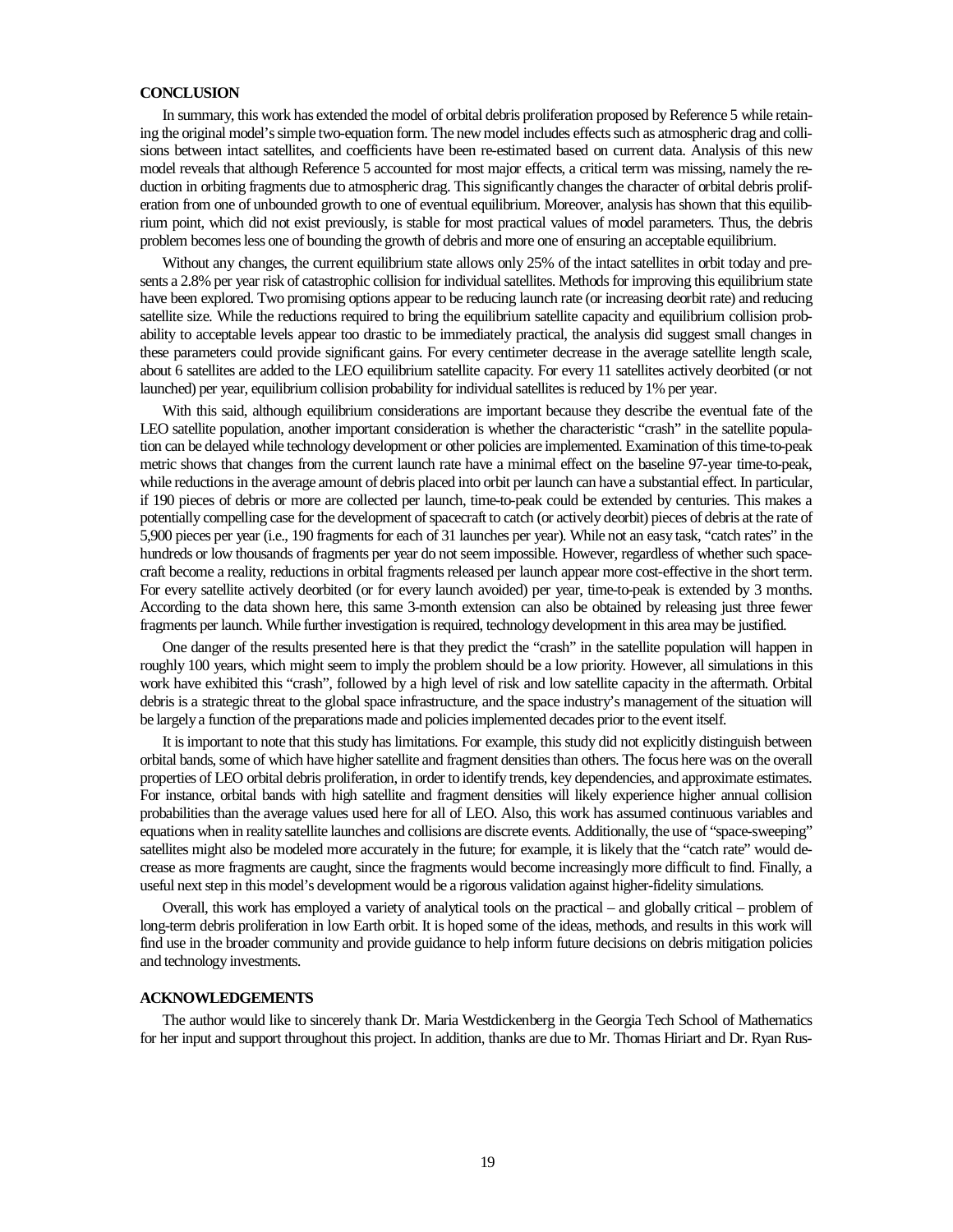## CONCLUSION

In summary, this work has extended the model of orbital debris proliferation proposed by Reference 5 while retaining the original model's simple two-equation form. The new model includes effects such as atmospheric drag and collisions between intact satellites, and coefficients have been re-estimated based on current data. Analysis of this new model reveals that although Reference 5 accounted for most major effects, a critical term was missing, namely the reduction in orbiting fragments due to atmospheric drag. This significantly changes the character of orbital debris proliferation from one of unbounded growth to one of eventual equilibrium. Moreover, analysis has shown that this equilibrium point, which did not exist previously, is stable for most practical values of model parameters. Thus, the debris problem becomes less one of bounding the growth of debris and more one of ensuring an acceptable equilibrium.

Without any changes, the current equilibrium state allows only 25% of the intact satellites in orbit today and presents a 2.8% per year risk of catastrophic collision for individual satellites. Methods for improving this equilibrium state have been explored. Two promising options appear to be reducing launch rate (or increasing deorbit rate) and reducing satellite size. While the reductions required to bring the equilibrium satellite capacity and equilibrium collision probability to acceptable levels appear too drastic to be immediately practical, the analysis did suggest small changes in these parameters could provide significant gains. For every centimeter decrease in the average satellite length scale, about 6 satellites are added to the LEO equilibrium satellite capacity. For every 11 satellites actively deorbited (or not launched) per year, equilibrium collision probability for individual satellites is reduced by 1% per year.

With this said, although equilibrium considerations are important because they describe the eventual fate of the LEO satellite population, another important consideration is whether the characteristic "crash" in the satellite population can be delayed while technology development or other policies are implemented. Examination of this time-to-peak metric shows that changes from the current launch rate have a minimal effect on the baseline 97-year time-to-peak, while reductions in the average amount of debris placed into orbit per launch can have a substantial effect. In particular, if 190 pieces of debris or more are collected per launch, time-to-peak could be extended by centuries. This makes a potentially compelling case for the development of spacecraft to catch (or actively deorbit) pieces of debris at the rate of 5,900 pieces per year (i.e., 190 fragments for each of 31 launches per year). While not an easy task, "catch rates" in the hundreds or low thousands of fragments per year do not seem impossible. However, regardless of whether such spacecraft become a reality, reductions in orbital fragments released per launch appear more cost-effective in the short term. For every satellite actively deorbited (or for every launch avoided) per year, time-to-peak is extended by 3 months. According to the data shown here, this same 3-month extension can also be obtained by releasing just three fewer fragments per launch. While further investigation is required, technology development in this area may be justified.

One danger of the results presented here is that they predict the "crash" in the satellite population will happen in roughly 100 years, which might seem to imply the problem should be a low priority. However, all simulations in this work have exhibited this "crash", followed by a high level of risk and low satellite capacity in the aftermath. Orbital debris is a strategic threat to the global space infrastructure, and the space industry's management of the situation will be largely a function of the preparations made and policies implemented decades prior to the event itself.

It is important to note that this study has limitations. For example, this study did not explicitly distinguish between orbital bands, some of which have higher satellite and fragment densities than others. The focus here was on the overall properties of LEO orbital debris proliferation, in order to identify trends, key dependencies, and approximate estimates. For instance, orbital bands with high satellite and fragment densities will likely experience higher annual collision probabilities than the average values used here for all of LEO. Also, this work has assumed continuous variables and equations when in reality satellite launches and collisions are discrete events. Additionally, the use of "space-sweeping" satellites might also be modeled more accurately in the future; for example, it is likely that the "catch rate" would decrease as more fragments are caught, since the fragments would become increasingly more difficult to find. Finally, a useful next step in this model's development would be a rigorous validation against higher-fidelity simulations.

Overall, this work has employed a variety of analytical tools on the practical – and globally critical – problem of long-term debris proliferation in low Earth orbit. It is hoped some of the ideas, methods, and results in this work will find use in the broader community and provide guidance to help inform future decisions on debris mitigation policies and technology investments.

## ACKNOWLEDGEMENTS

The author would like to sincerely thank Dr. Maria Westdickenberg in the Georgia Tech School of Mathematics for her input and support throughout this project. In addition, thanks are due to Mr. Thomas Hiriart and Dr. Ryan Rus-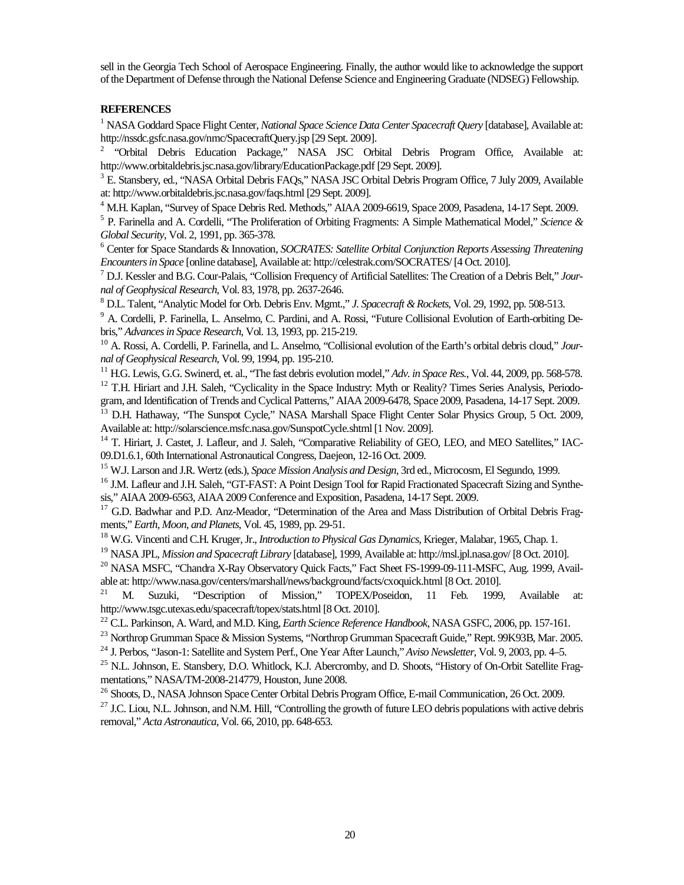sell in the Georgia Tech School of Aerospace Engineering. Finally, the author would like to acknowledge the support of the Department of Defense through the National Defense Science and Engineering Graduate (NDSEG) Fellowship.

**REFERENCES**

[1] NASA Goddard Space Flight Center, *National Space Science Data Center Spacecraft Query* [database], Available at: http://nssdc.gsfc.nasa.gov/nmc/SpacecraftQuery.jsp [29 Sept. 2009].

[2] "Orbital Debris Education Package," NASA JSC Orbital Debris Program Office, Available at: http://www.orbitaldebris.jsc.nasa.gov/library/EducationPackage.pdf [29 Sept. 2009].

[3] E. Stansbery, ed., "NASA Orbital Debris FAQs," NASA JSC Orbital Debris Program Office, 7 July 2009, Available at: http://www.orbitaldebris.jsc.nasa.gov/faqs.html [29 Sept. 2009].

[4] M.H. Kaplan, "Survey of Space Debris Red. Methods," AIAA 2009-6619, Space 2009, Pasadena, 14-17 Sept. 2009.

[5] P. Farinella and A. Cordelli, "The Proliferation of Orbiting Fragments: A Simple Mathematical Model," *Science & Global Security*, Vol. 2, 1991, pp. 365-378.

[6] Center for Space Standards & Innovation, *SOCRATES: Satellite Orbital Conjunction Reports Assessing Threatening Encounters in Space* [online database], Available at: http://celestrak.com/SOCRATES/ [4 Oct. 2010].

[7] D.J. Kessler and B.G. Cour-Palais, "Collision Frequency of Artificial Satellites: The Creation of a Debris Belt," *Journal of Geophysical Research*, Vol. 83, 1978, pp. 2637-2646.

[8] D.L. Talent, "Analytic Model for Orb. Debris Env. Mgmt.," *J. Spacecraft & Rockets*, Vol. 29, 1992, pp. 508-513.

[9] A. Cordelli, P. Farinella, L. Anselmo, C. Pardini, and A. Rossi, "Future Collisional Evolution of Earth-orbiting Debris," *Advances in Space Research*, Vol. 13, 1993, pp. 215-219.

[10] A. Rossi, A. Cordelli, P. Farinella, and L. Anselmo, "Collisional evolution of the Earth's orbital debris cloud," *Journal of Geophysical Research*, Vol. 99, 1994, pp. 195-210.

[11] H.G. Lewis, G.G. Swinerd, et. al., "The fast debris evolution model," *Adv. in Space Res.*, Vol. 44, 2009, pp. 568-578.

[12] T.H. Hiriart and J.H. Saleh, "Cyclicality in the Space Industry: Myth or Reality? Times Series Analysis, Periodogram, and Identification of Trends and Cyclical Patterns," AIAA 2009-6478, Space 2009, Pasadena, 14-17 Sept. 2009.

[13] D.H. Hathaway, "The Sunspot Cycle," NASA Marshall Space Flight Center Solar Physics Group, 5 Oct. 2009, Available at: http://solarscience.msfc.nasa.gov/SunspotCycle.shtml [1 Nov. 2009].

[14] T. Hiriart, J. Castet, J. Lafleur, and J. Saleh, "Comparative Reliability of GEO, LEO, and MEO Satellites," IAC-09.D1.6.1, 60th International Astronautical Congress, Daejeon, 12-16 Oct. 2009.

[15] W.J. Larson and J.R. Wertz (eds.), *Space Mission Analysis and Design*, 3rd ed., Microcosm, El Segundo, 1999.

[16] J.M. Lafleur and J.H. Saleh, "GT-FAST: A Point Design Tool for Rapid Fractionated Spacecraft Sizing and Synthesis," AIAA 2009-6563, AIAA 2009 Conference and Exposition, Pasadena, 14-17 Sept. 2009.

[17] G.D. Badhwar and P.D. Anz-Meador, "Determination of the Area and Mass Distribution of Orbital Debris Fragments," *Earth, Moon, and Planets*, Vol. 45, 1989, pp. 29-51.

[18] W.G. Vincenti and C.H. Kruger, Jr., *Introduction to Physical Gas Dynamics*, Krieger, Malabar, 1965, Chap. 1.

[19] NASA JPL, *Mission and Spacecraft Library* [database], 1999, Available at: http://msl.jpl.nasa.gov/ [8 Oct. 2010].

[20] NASA MSFC, "Chandra X-Ray Observatory Quick Facts," Fact Sheet FS-1999-09-111-MSFC, Aug. 1999, Available at: http://www.nasa.gov/centers/marshall/news/background/facts/cxoquick.html [8 Oct. 2010].

[21] M. Suzuki, "Description of Mission," TOPEX/Poseidon, 11 Feb. 1999, Available at: http://www.tsgc.utexas.edu/spacecraft/topex/stats.html [8 Oct. 2010].

[22] C.L. Parkinson, A. Ward, and M.D. King, *Earth Science Reference Handbook*, NASA GSFC, 2006, pp. 157-161.

[23] Northrop Grumman Space & Mission Systems, "Northrop Grumman Spacecraft Guide," Rept. 99K93B, Mar. 2005.

[24] J. Perbos, "Jason-1: Satellite and System Perf., One Year After Launch," *Aviso Newsletter*, Vol. 9, 2003, pp. 4–5.

[25] N.L. Johnson, E. Stansbery, D.O. Whitlock, K.J. Abercromby, and D. Shoots, "History of On-Orbit Satellite Fragmentations," NASA/TM-2008-214779, Houston, June 2008.

[26] Shoots, D., NASA Johnson Space Center Orbital Debris Program Office, E-mail Communication, 26 Oct. 2009.

[27] J.C. Liou, N.L. Johnson, and N.M. Hill, "Controlling the growth of future LEO debris populations with active debris removal," *Acta Astronautica*, Vol. 66, 2010, pp. 648-653.